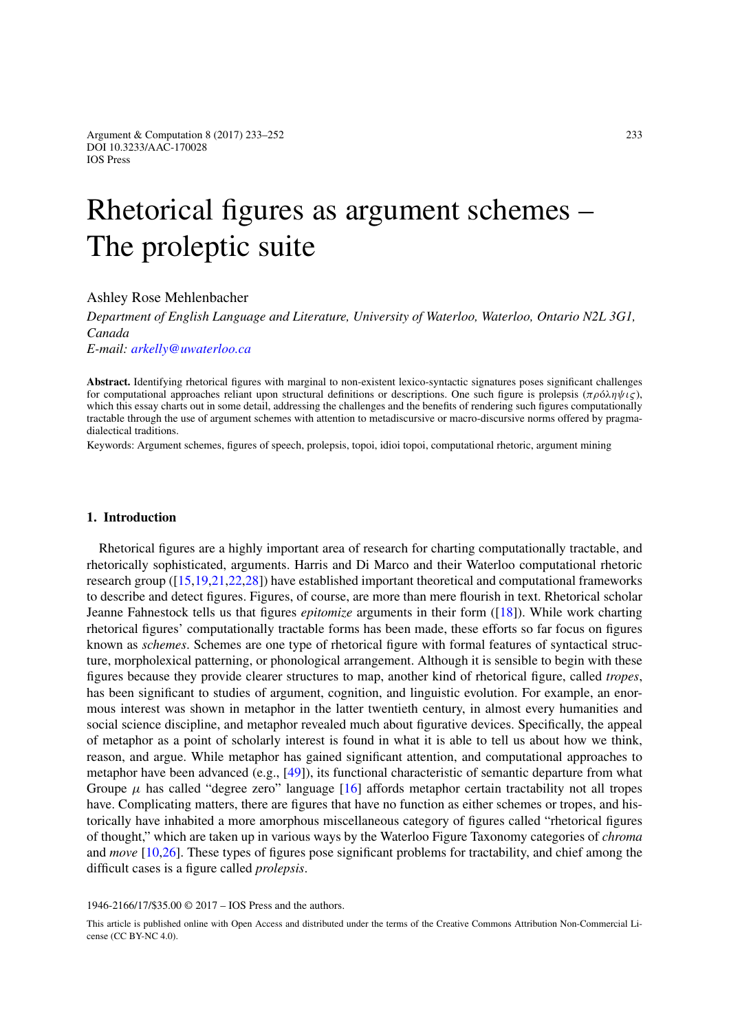# Rhetorical figures as argument schemes – The proleptic suite

Ashley Rose Mehlenbacher

*Department of English Language and Literature, University of Waterloo, Waterloo, Ontario N2L 3G1, Canada*

*E-mail: arkelly@uwaterloo.ca*

**Abstract.** Identifying rhetorical figures with marginal to non-existent lexico-syntactic signatures poses significant challenges for computational approaches reliant upon structural definitions or descriptions. One such figure is prolepsis ($\pi\rho\acute{o}\lambda\eta\psi\iota\varsigma$), which this essay charts out in some detail, addressing the challenges and the benefits of rendering such figures computationally tractable through the use of argument schemes with attention to metadiscursive or macro-discursive norms offered by pragma-dialectical traditions.

Keywords: Argument schemes, figures of speech, prolepsis, topoi, idioi topoi, computational rhetoric, argument mining

## 1. Introduction

Rhetorical figures are a highly important area of research for charting computationally tractable, and rhetorically sophisticated, arguments. Harris and Di Marco and their Waterloo computational rhetoric research group ([15,19,21,22,28]) have established important theoretical and computational frameworks to describe and detect figures. Figures, of course, are more than mere flourish in text. Rhetorical scholar Jeanne Fahnestock tells us that figures *epitomize* arguments in their form ([18]). While work charting rhetorical figures' computationally tractable forms has been made, these efforts so far focus on figures known as *schemes*. Schemes are one type of rhetorical figure with formal features of syntactical structure, morpholexical patterning, or phonological arrangement. Although it is sensible to begin with these figures because they provide clearer structures to map, another kind of rhetorical figure, called *tropes*, has been significant to studies of argument, cognition, and linguistic evolution. For example, an enormous interest was shown in metaphor in the latter twentieth century, in almost every humanities and social science discipline, and metaphor revealed much about figurative devices. Specifically, the appeal of metaphor as a point of scholarly interest is found in what it is able to tell us about how we think, reason, and argue. While metaphor has gained significant attention, and computational approaches to metaphor have been advanced (e.g., [49]), its functional characteristic of semantic departure from what Groupe $\mu$ has called "degree zero" language [16] affords metaphor certain tractability not all tropes have. Complicating matters, there are figures that have no function as either schemes or tropes, and historically have inhabited a more amorphous miscellaneous category of figures called "rhetorical figures of thought," which are taken up in various ways by the Waterloo Figure Taxonomy categories of *chroma* and *move* [10,26]. These types of figures pose significant problems for tractability, and chief among the difficult cases is a figure called *prolepsis*.

1946-2166/17/$35.00 © 2017 – IOS Press and the authors.

This article is published online with Open Access and distributed under the terms of the Creative Commons Attribution Non-Commercial License (CC BY-NC 4.0).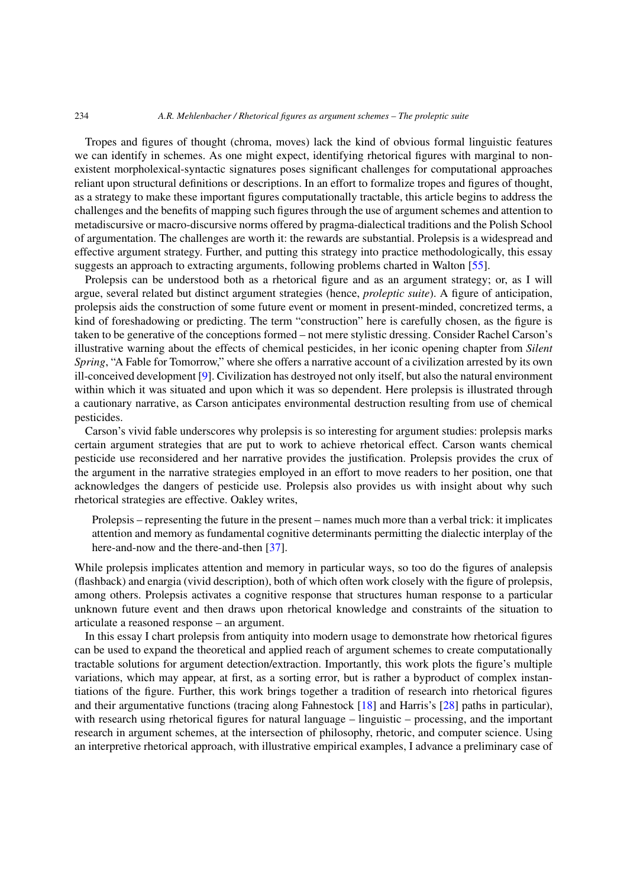Tropes and figures of thought (chroma, moves) lack the kind of obvious formal linguistic features we can identify in schemes. As one might expect, identifying rhetorical figures with marginal to non-existent morpholexical-syntactic signatures poses significant challenges for computational approaches reliant upon structural definitions or descriptions. In an effort to formalize tropes and figures of thought, as a strategy to make these important figures computationally tractable, this article begins to address the challenges and the benefits of mapping such figures through the use of argument schemes and attention to metadiscursive or macro-discursive norms offered by pragma-dialectical traditions and the Polish School of argumentation. The challenges are worth it: the rewards are substantial. Prolepsis is a widespread and effective argument strategy. Further, and putting this strategy into practice methodologically, this essay suggests an approach to extracting arguments, following problems charted in Walton [55].

Prolepsis can be understood both as a rhetorical figure and as an argument strategy; or, as I will argue, several related but distinct argument strategies (hence, *proleptic suite*). A figure of anticipation, prolepsis aids the construction of some future event or moment in present-minded, concretized terms, a kind of foreshadowing or predicting. The term "construction" here is carefully chosen, as the figure is taken to be generative of the conceptions formed – not mere stylistic dressing. Consider Rachel Carson's illustrative warning about the effects of chemical pesticides, in her iconic opening chapter from *Silent Spring*, "A Fable for Tomorrow," where she offers a narrative account of a civilization arrested by its own ill-conceived development [9]. Civilization has destroyed not only itself, but also the natural environment within which it was situated and upon which it was so dependent. Here prolepsis is illustrated through a cautionary narrative, as Carson anticipates environmental destruction resulting from use of chemical pesticides.

Carson's vivid fable underscores why prolepsis is so interesting for argument studies: prolepsis marks certain argument strategies that are put to work to achieve rhetorical effect. Carson wants chemical pesticide use reconsidered and her narrative provides the justification. Prolepsis provides the crux of the argument in the narrative strategies employed in an effort to move readers to her position, one that acknowledges the dangers of pesticide use. Prolepsis also provides us with insight about why such rhetorical strategies are effective. Oakley writes,

> Prolepsis – representing the future in the present – names much more than a verbal trick: it implicates attention and memory as fundamental cognitive determinants permitting the dialectic interplay of the here-and-now and the there-and-then [37].

While prolepsis implicates attention and memory in particular ways, so too do the figures of analepsis (flashback) and enargia (vivid description), both of which often work closely with the figure of prolepsis, among others. Prolepsis activates a cognitive response that structures human response to a particular unknown future event and then draws upon rhetorical knowledge and constraints of the situation to articulate a reasoned response – an argument.

In this essay I chart prolepsis from antiquity into modern usage to demonstrate how rhetorical figures can be used to expand the theoretical and applied reach of argument schemes to create computationally tractable solutions for argument detection/extraction. Importantly, this work plots the figure's multiple variations, which may appear, at first, as a sorting error, but is rather a byproduct of complex instantiations of the figure. Further, this work brings together a tradition of research into rhetorical figures and their argumentative functions (tracing along Fahnestock [18] and Harris's [28] paths in particular), with research using rhetorical figures for natural language – linguistic – processing, and the important research in argument schemes, at the intersection of philosophy, rhetoric, and computer science. Using an interpretive rhetorical approach, with illustrative empirical examples, I advance a preliminary case of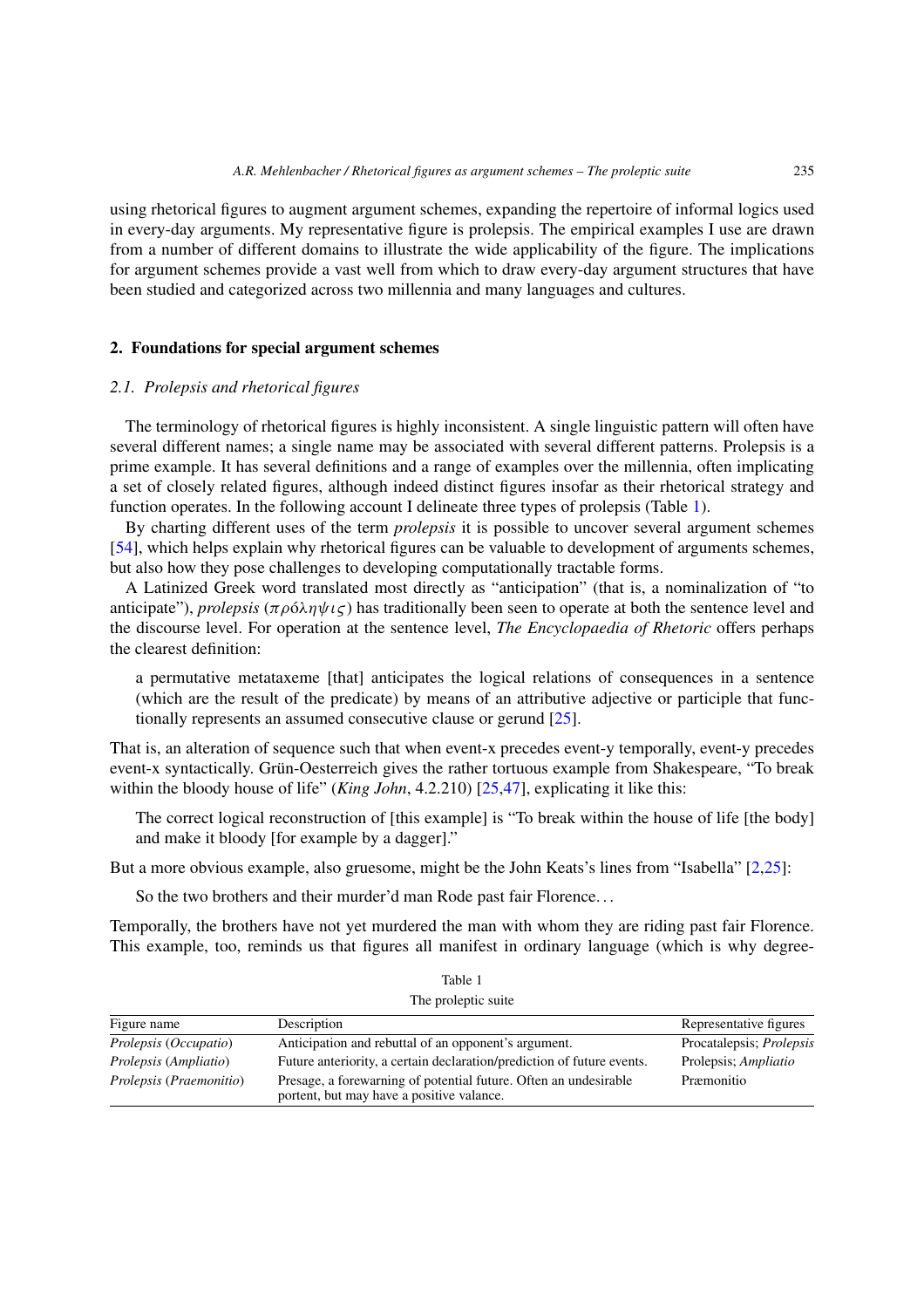using rhetorical figures to augment argument schemes, expanding the repertoire of informal logics used in every-day arguments. My representative figure is prolepsis. The empirical examples I use are drawn from a number of different domains to illustrate the wide applicability of the figure. The implications for argument schemes provide a vast well from which to draw every-day argument structures that have been studied and categorized across two millennia and many languages and cultures.

## 2. Foundations for special argument schemes

### 2.1. Prolepsis and rhetorical figures

The terminology of rhetorical figures is highly inconsistent. A single linguistic pattern will often have several different names; a single name may be associated with several different patterns. Prolepsis is a prime example. It has several definitions and a range of examples over the millennia, often implicating a set of closely related figures, although indeed distinct figures insofar as their rhetorical strategy and function operates. In the following account I delineate three types of prolepsis (Table 1).

By charting different uses of the term *prolepsis* it is possible to uncover several argument schemes [54], which helps explain why rhetorical figures can be valuable to development of arguments schemes, but also how they pose challenges to developing computationally tractable forms.

A Latinized Greek word translated most directly as "anticipation" (that is, a nominalization of "to anticipate"), *prolepsis* (πρόληψις) has traditionally been seen to operate at both the sentence level and the discourse level. For operation at the sentence level, *The Encyclopaedia of Rhetoric* offers perhaps the clearest definition:

> a permutative metataxeme [that] anticipates the logical relations of consequences in a sentence (which are the result of the predicate) by means of an attributive adjective or participle that functionally represents an assumed consecutive clause or gerund [25].

That is, an alteration of sequence such that when event-x precedes event-y temporally, event-y precedes event-x syntactically. Grün-Oesterreich gives the rather tortuous example from Shakespeare, "To break within the bloody house of life" (*King John*, 4.2.210) [25,47], explicating it like this:

> The correct logical reconstruction of [this example] is "To break within the house of life [the body] and make it bloody [for example by a dagger]."

But a more obvious example, also gruesome, might be the John Keats's lines from "Isabella" [2,25]:

> So the two brothers and their murder'd man Rode past fair Florence...

Temporally, the brothers have not yet murdered the man with whom they are riding past fair Florence. This example, too, reminds us that figures all manifest in ordinary language (which is why degree-

Table 1

The proleptic suite

| Figure name | Description | Representative figures |
|---|---|---|
| *Prolepsis* (*Occupatio*) | Anticipation and rebuttal of an opponent's argument. | Procatalepsis; *Prolepsis* |
| *Prolepsis* (*Ampliatio*) | Future anteriority, a certain declaration/prediction of future events. | Prolepsis; *Ampliatio* |
| *Prolepsis* (*Praemonitio*) | Presage, a forewarning of potential future. Often an undesirable portent, but may have a positive valance. | Præmonitio |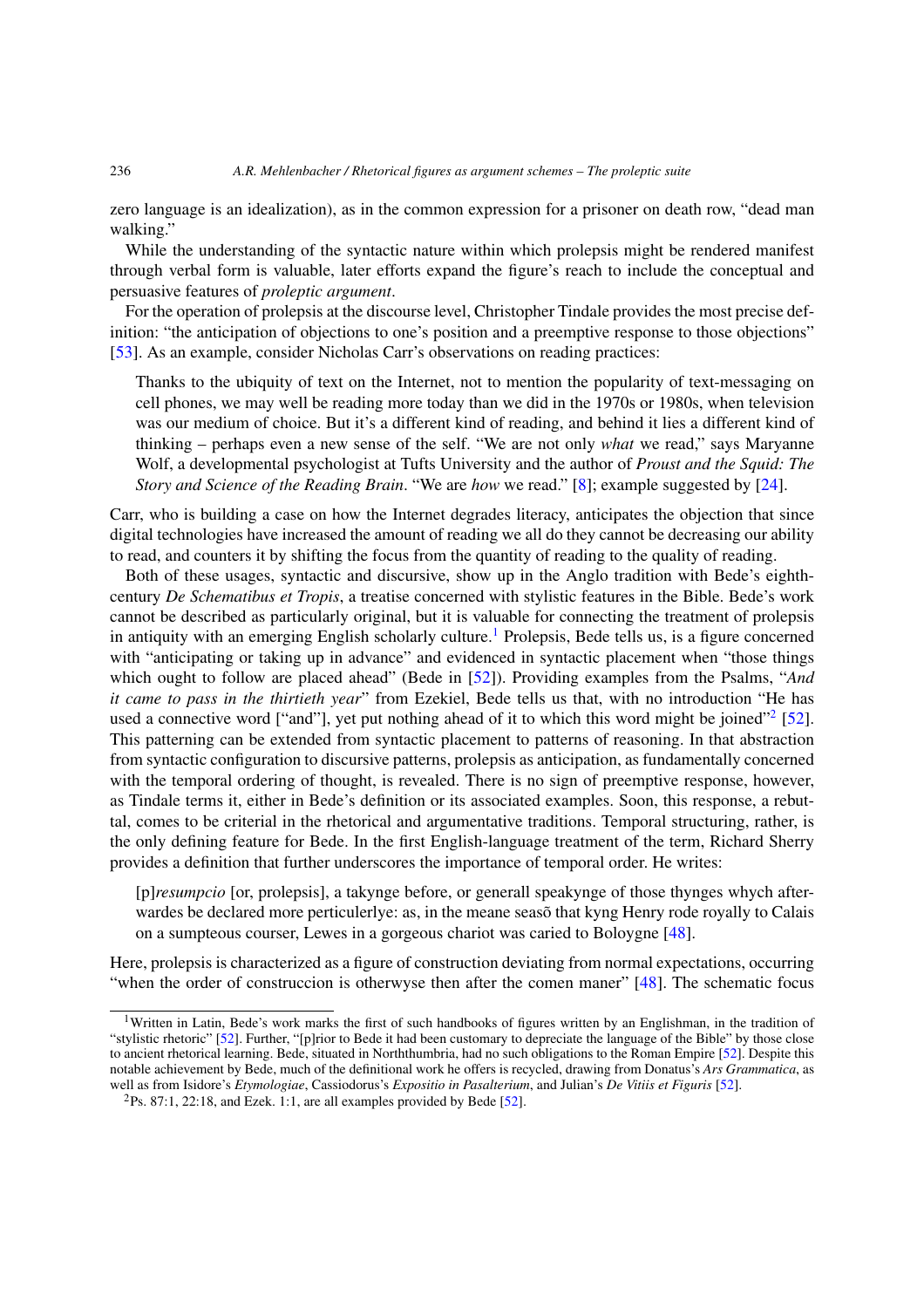zero language is an idealization), as in the common expression for a prisoner on death row, "dead man walking."

While the understanding of the syntactic nature within which prolepsis might be rendered manifest through verbal form is valuable, later efforts expand the figure's reach to include the conceptual and persuasive features of *proleptic argument*.

For the operation of prolepsis at the discourse level, Christopher Tindale provides the most precise definition: "the anticipation of objections to one's position and a preemptive response to those objections" [53]. As an example, consider Nicholas Carr's observations on reading practices:

> Thanks to the ubiquity of text on the Internet, not to mention the popularity of text-messaging on cell phones, we may well be reading more today than we did in the 1970s or 1980s, when television was our medium of choice. But it's a different kind of reading, and behind it lies a different kind of thinking – perhaps even a new sense of the self. "We are not only *what* we read," says Maryanne Wolf, a developmental psychologist at Tufts University and the author of *Proust and the Squid: The Story and Science of the Reading Brain*. "We are *how* we read." [8]; example suggested by [24].

Carr, who is building a case on how the Internet degrades literacy, anticipates the objection that since digital technologies have increased the amount of reading we all do they cannot be decreasing our ability to read, and counters it by shifting the focus from the quantity of reading to the quality of reading.

Both of these usages, syntactic and discursive, show up in the Anglo tradition with Bede's eighth-century *De Schematibus et Tropis*, a treatise concerned with stylistic features in the Bible. Bede's work cannot be described as particularly original, but it is valuable for connecting the treatment of prolepsis in antiquity with an emerging English scholarly culture.[1] Prolepsis, Bede tells us, is a figure concerned with "anticipating or taking up in advance" and evidenced in syntactic placement when "those things which ought to follow are placed ahead" (Bede in [52]). Providing examples from the Psalms, "*And it came to pass in the thirtieth year*" from Ezekiel, Bede tells us that, with no introduction "He has used a connective word ["and"], yet put nothing ahead of it to which this word might be joined"[2] [52]. This patterning can be extended from syntactic placement to patterns of reasoning. In that abstraction from syntactic configuration to discursive patterns, prolepsis as anticipation, as fundamentally concerned with the temporal ordering of thought, is revealed. There is no sign of preemptive response, however, as Tindale terms it, either in Bede's definition or its associated examples. Soon, this response, a rebuttal, comes to be criterial in the rhetorical and argumentative traditions. Temporal structuring, rather, is the only defining feature for Bede. In the first English-language treatment of the term, Richard Sherry provides a definition that further underscores the importance of temporal order. He writes:

> [p]*resumpcio* [or, prolepsis], a takynge before, or generall speakynge of those thynges whych afterwardes be declared more perticulerlye: as, in the meane seasõ that kyng Henry rode royally to Calais on a sumpteous courser, Lewes in a gorgeous chariot was caried to Boloygne [48].

Here, prolepsis is characterized as a figure of construction deviating from normal expectations, occurring "when the order of construccion is otherwyse then after the comen maner" [48]. The schematic focus

---

[1] Written in Latin, Bede's work marks the first of such handbooks of figures written by an Englishman, in the tradition of "stylistic rhetoric" [52]. Further, "[p]rior to Bede it had been customary to depreciate the language of the Bible" by those close to ancient rhetorical learning. Bede, situated in Norththumbria, had no such obligations to the Roman Empire [52]. Despite this notable achievement by Bede, much of the definitional work he offers is recycled, drawing from Donatus's *Ars Grammatica*, as well as from Isidore's *Etymologiae*, Cassiodorus's *Expositio in Pasalterium*, and Julian's *De Vitiis et Figuris* [52].

[2] Ps. 87:1, 22:18, and Ezek. 1:1, are all examples provided by Bede [52].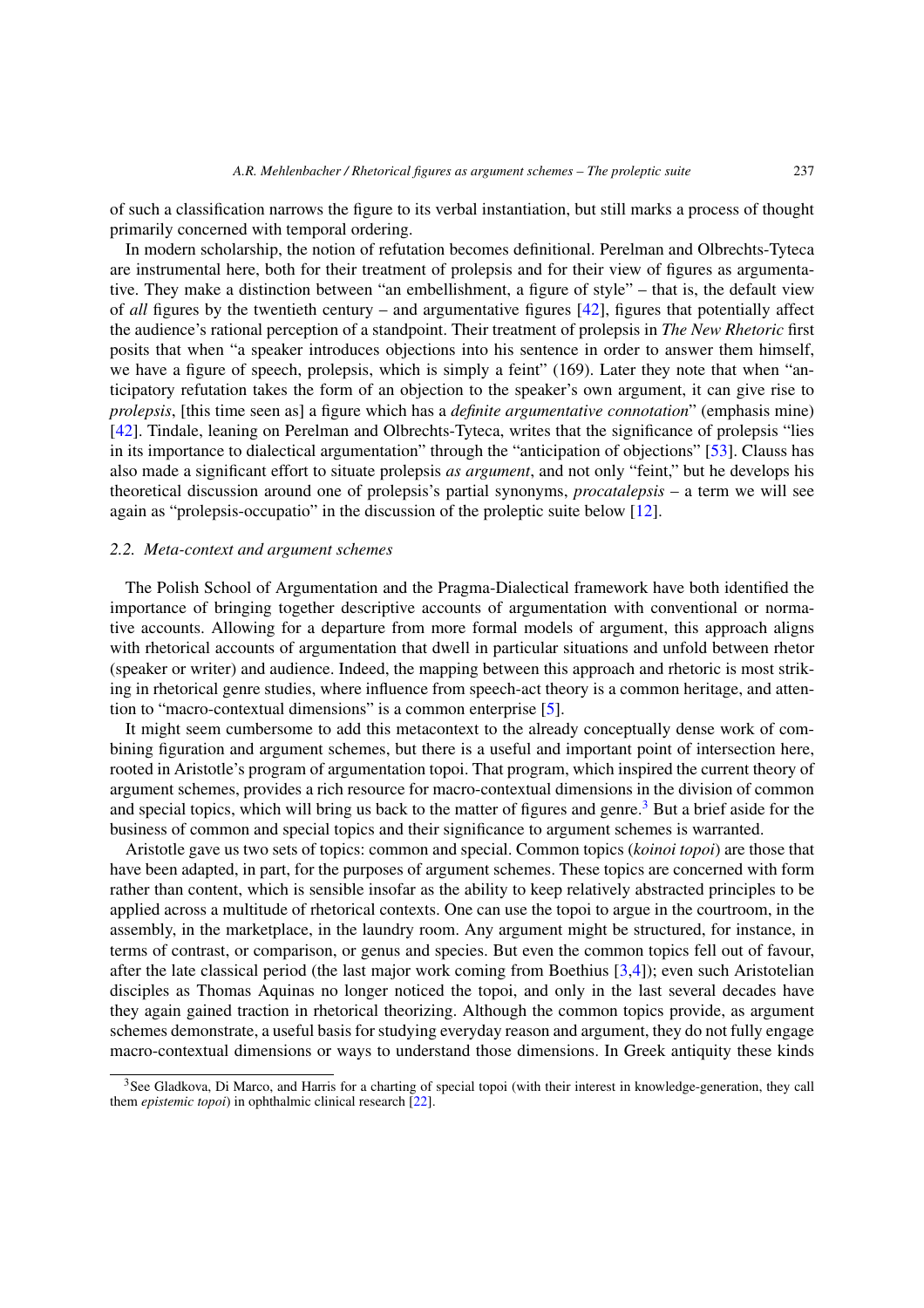of such a classification narrows the figure to its verbal instantiation, but still marks a process of thought primarily concerned with temporal ordering.

In modern scholarship, the notion of refutation becomes definitional. Perelman and Olbrechts-Tyteca are instrumental here, both for their treatment of prolepsis and for their view of figures as argumentative. They make a distinction between "an embellishment, a figure of style" – that is, the default view of *all* figures by the twentieth century – and argumentative figures [42], figures that potentially affect the audience's rational perception of a standpoint. Their treatment of prolepsis in *The New Rhetoric* first posits that when "a speaker introduces objections into his sentence in order to answer them himself, we have a figure of speech, prolepsis, which is simply a feint" (169). Later they note that when "anticipatory refutation takes the form of an objection to the speaker's own argument, it can give rise to *prolepsis*, [this time seen as] a figure which has a *definite argumentative connotation*" (emphasis mine) [42]. Tindale, leaning on Perelman and Olbrechts-Tyteca, writes that the significance of prolepsis "lies in its importance to dialectical argumentation" through the "anticipation of objections" [53]. Clauss has also made a significant effort to situate prolepsis *as argument*, and not only "feint," but he develops his theoretical discussion around one of prolepsis's partial synonyms, *procatalepsis* – a term we will see again as "prolepsis-occupatio" in the discussion of the proleptic suite below [12].

### 2.2. *Meta-context and argument schemes*

The Polish School of Argumentation and the Pragma-Dialectical framework have both identified the importance of bringing together descriptive accounts of argumentation with conventional or normative accounts. Allowing for a departure from more formal models of argument, this approach aligns with rhetorical accounts of argumentation that dwell in particular situations and unfold between rhetor (speaker or writer) and audience. Indeed, the mapping between this approach and rhetoric is most striking in rhetorical genre studies, where influence from speech-act theory is a common heritage, and attention to "macro-contextual dimensions" is a common enterprise [5].

It might seem cumbersome to add this metacontext to the already conceptually dense work of combining figuration and argument schemes, but there is a useful and important point of intersection here, rooted in Aristotle's program of argumentation topoi. That program, which inspired the current theory of argument schemes, provides a rich resource for macro-contextual dimensions in the division of common and special topics, which will bring us back to the matter of figures and genre.[3] But a brief aside for the business of common and special topics and their significance to argument schemes is warranted.

Aristotle gave us two sets of topics: common and special. Common topics (*koinoi topoi*) are those that have been adapted, in part, for the purposes of argument schemes. These topics are concerned with form rather than content, which is sensible insofar as the ability to keep relatively abstracted principles to be applied across a multitude of rhetorical contexts. One can use the topoi to argue in the courtroom, in the assembly, in the marketplace, in the laundry room. Any argument might be structured, for instance, in terms of contrast, or comparison, or genus and species. But even the common topics fell out of favour, after the late classical period (the last major work coming from Boethius [3,4]); even such Aristotelian disciples as Thomas Aquinas no longer noticed the topoi, and only in the last several decades have they again gained traction in rhetorical theorizing. Although the common topics provide, as argument schemes demonstrate, a useful basis for studying everyday reason and argument, they do not fully engage macro-contextual dimensions or ways to understand those dimensions. In Greek antiquity these kinds

[3] See Gladkova, Di Marco, and Harris for a charting of special topoi (with their interest in knowledge-generation, they call them *epistemic topoi*) in ophthalmic clinical research [22].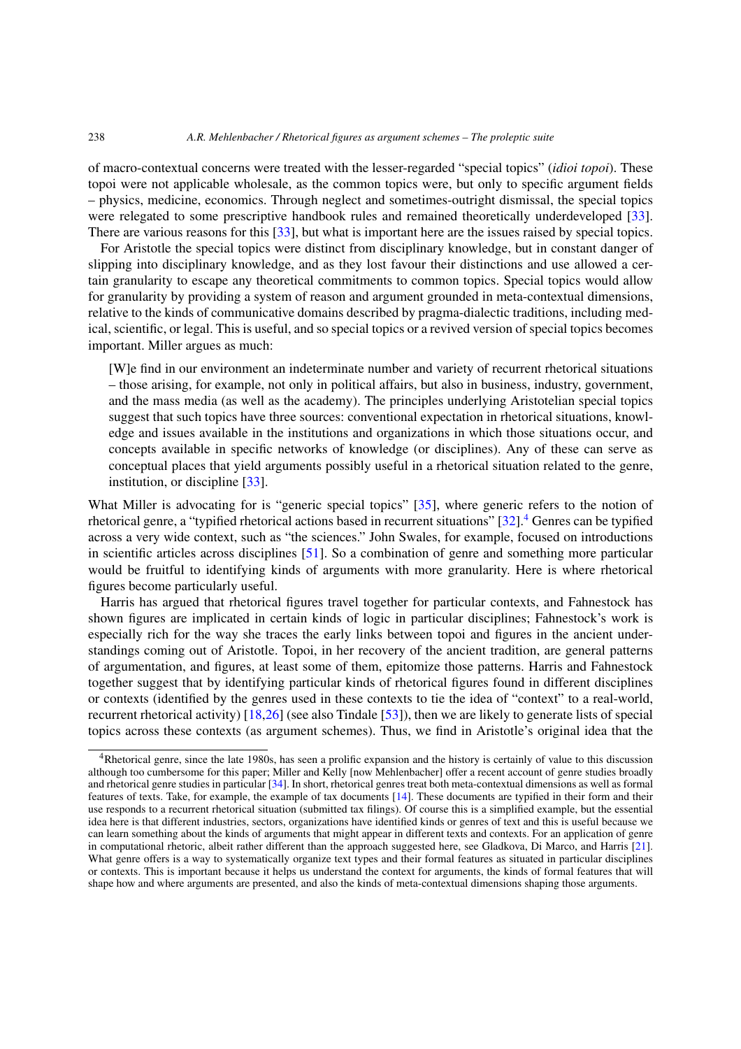of macro-contextual concerns were treated with the lesser-regarded "special topics" (*idioi topoi*). These topoi were not applicable wholesale, as the common topics were, but only to specific argument fields – physics, medicine, economics. Through neglect and sometimes-outright dismissal, the special topics were relegated to some prescriptive handbook rules and remained theoretically underdeveloped [33]. There are various reasons for this [33], but what is important here are the issues raised by special topics.

For Aristotle the special topics were distinct from disciplinary knowledge, but in constant danger of slipping into disciplinary knowledge, and as they lost favour their distinctions and use allowed a certain granularity to escape any theoretical commitments to common topics. Special topics would allow for granularity by providing a system of reason and argument grounded in meta-contextual dimensions, relative to the kinds of communicative domains described by pragma-dialectic traditions, including medical, scientific, or legal. This is useful, and so special topics or a revived version of special topics becomes important. Miller argues as much:

> [W]e find in our environment an indeterminate number and variety of recurrent rhetorical situations – those arising, for example, not only in political affairs, but also in business, industry, government, and the mass media (as well as the academy). The principles underlying Aristotelian special topics suggest that such topics have three sources: conventional expectation in rhetorical situations, knowledge and issues available in the institutions and organizations in which those situations occur, and concepts available in specific networks of knowledge (or disciplines). Any of these can serve as conceptual places that yield arguments possibly useful in a rhetorical situation related to the genre, institution, or discipline [33].

What Miller is advocating for is "generic special topics" [35], where generic refers to the notion of rhetorical genre, a "typified rhetorical actions based in recurrent situations" [32].[4] Genres can be typified across a very wide context, such as "the sciences." John Swales, for example, focused on introductions in scientific articles across disciplines [51]. So a combination of genre and something more particular would be fruitful to identifying kinds of arguments with more granularity. Here is where rhetorical figures become particularly useful.

Harris has argued that rhetorical figures travel together for particular contexts, and Fahnestock has shown figures are implicated in certain kinds of logic in particular disciplines; Fahnestock's work is especially rich for the way she traces the early links between topoi and figures in the ancient understandings coming out of Aristotle. Topoi, in her recovery of the ancient tradition, are general patterns of argumentation, and figures, at least some of them, epitomize those patterns. Harris and Fahnestock together suggest that by identifying particular kinds of rhetorical figures found in different disciplines or contexts (identified by the genres used in these contexts to tie the idea of "context" to a real-world, recurrent rhetorical activity) [18,26] (see also Tindale [53]), then we are likely to generate lists of special topics across these contexts (as argument schemes). Thus, we find in Aristotle's original idea that the

[4] Rhetorical genre, since the late 1980s, has seen a prolific expansion and the history is certainly of value to this discussion although too cumbersome for this paper; Miller and Kelly [now Mehlenbacher] offer a recent account of genre studies broadly and rhetorical genre studies in particular [34]. In short, rhetorical genres treat both meta-contextual dimensions as well as formal features of texts. Take, for example, the example of tax documents [14]. These documents are typified in their form and their use responds to a recurrent rhetorical situation (submitted tax filings). Of course this is a simplified example, but the essential idea here is that different industries, sectors, organizations have identified kinds or genres of text and this is useful because we can learn something about the kinds of arguments that might appear in different texts and contexts. For an application of genre in computational rhetoric, albeit rather different than the approach suggested here, see Gladkova, Di Marco, and Harris [21]. What genre offers is a way to systematically organize text types and their formal features as situated in particular disciplines or contexts. This is important because it helps us understand the context for arguments, the kinds of formal features that will shape how and where arguments are presented, and also the kinds of meta-contextual dimensions shaping those arguments.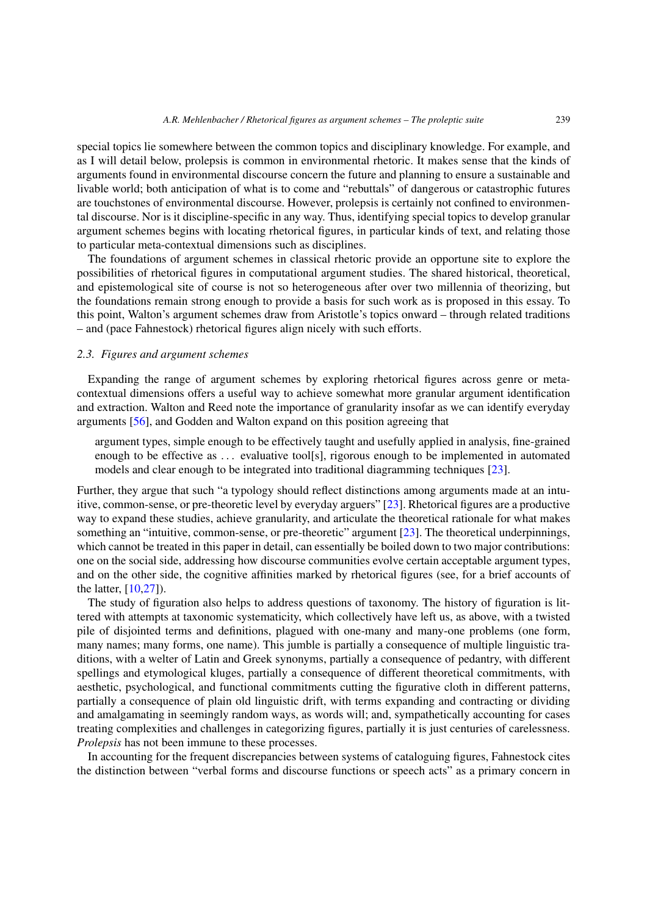special topics lie somewhere between the common topics and disciplinary knowledge. For example, and as I will detail below, prolepsis is common in environmental rhetoric. It makes sense that the kinds of arguments found in environmental discourse concern the future and planning to ensure a sustainable and livable world; both anticipation of what is to come and "rebuttals" of dangerous or catastrophic futures are touchstones of environmental discourse. However, prolepsis is certainly not confined to environmental discourse. Nor is it discipline-specific in any way. Thus, identifying special topics to develop granular argument schemes begins with locating rhetorical figures, in particular kinds of text, and relating those to particular meta-contextual dimensions such as disciplines.

The foundations of argument schemes in classical rhetoric provide an opportune site to explore the possibilities of rhetorical figures in computational argument studies. The shared historical, theoretical, and epistemological site of course is not so heterogeneous after over two millennia of theorizing, but the foundations remain strong enough to provide a basis for such work as is proposed in this essay. To this point, Walton's argument schemes draw from Aristotle's topics onward – through related traditions – and (pace Fahnestock) rhetorical figures align nicely with such efforts.

### *2.3. Figures and argument schemes*

Expanding the range of argument schemes by exploring rhetorical figures across genre or meta-contextual dimensions offers a useful way to achieve somewhat more granular argument identification and extraction. Walton and Reed note the importance of granularity insofar as we can identify everyday arguments [56], and Godden and Walton expand on this position agreeing that

> argument types, simple enough to be effectively taught and usefully applied in analysis, fine-grained enough to be effective as ... evaluative tool[s], rigorous enough to be implemented in automated models and clear enough to be integrated into traditional diagramming techniques [23].

Further, they argue that such "a typology should reflect distinctions among arguments made at an intuitive, common-sense, or pre-theoretic level by everyday arguers" [23]. Rhetorical figures are a productive way to expand these studies, achieve granularity, and articulate the theoretical rationale for what makes something an "intuitive, common-sense, or pre-theoretic" argument [23]. The theoretical underpinnings, which cannot be treated in this paper in detail, can essentially be boiled down to two major contributions: one on the social side, addressing how discourse communities evolve certain acceptable argument types, and on the other side, the cognitive affinities marked by rhetorical figures (see, for a brief accounts of the latter, [10,27]).

The study of figuration also helps to address questions of taxonomy. The history of figuration is littered with attempts at taxonomic systematicity, which collectively have left us, as above, with a twisted pile of disjointed terms and definitions, plagued with one-many and many-one problems (one form, many names; many forms, one name). This jumble is partially a consequence of multiple linguistic traditions, with a welter of Latin and Greek synonyms, partially a consequence of pedantry, with different spellings and etymological kluges, partially a consequence of different theoretical commitments, with aesthetic, psychological, and functional commitments cutting the figurative cloth in different patterns, partially a consequence of plain old linguistic drift, with terms expanding and contracting or dividing and amalgamating in seemingly random ways, as words will; and, sympathetically accounting for cases treating complexities and challenges in categorizing figures, partially it is just centuries of carelessness. *Prolepsis* has not been immune to these processes.

In accounting for the frequent discrepancies between systems of cataloguing figures, Fahnestock cites the distinction between "verbal forms and discourse functions or speech acts" as a primary concern in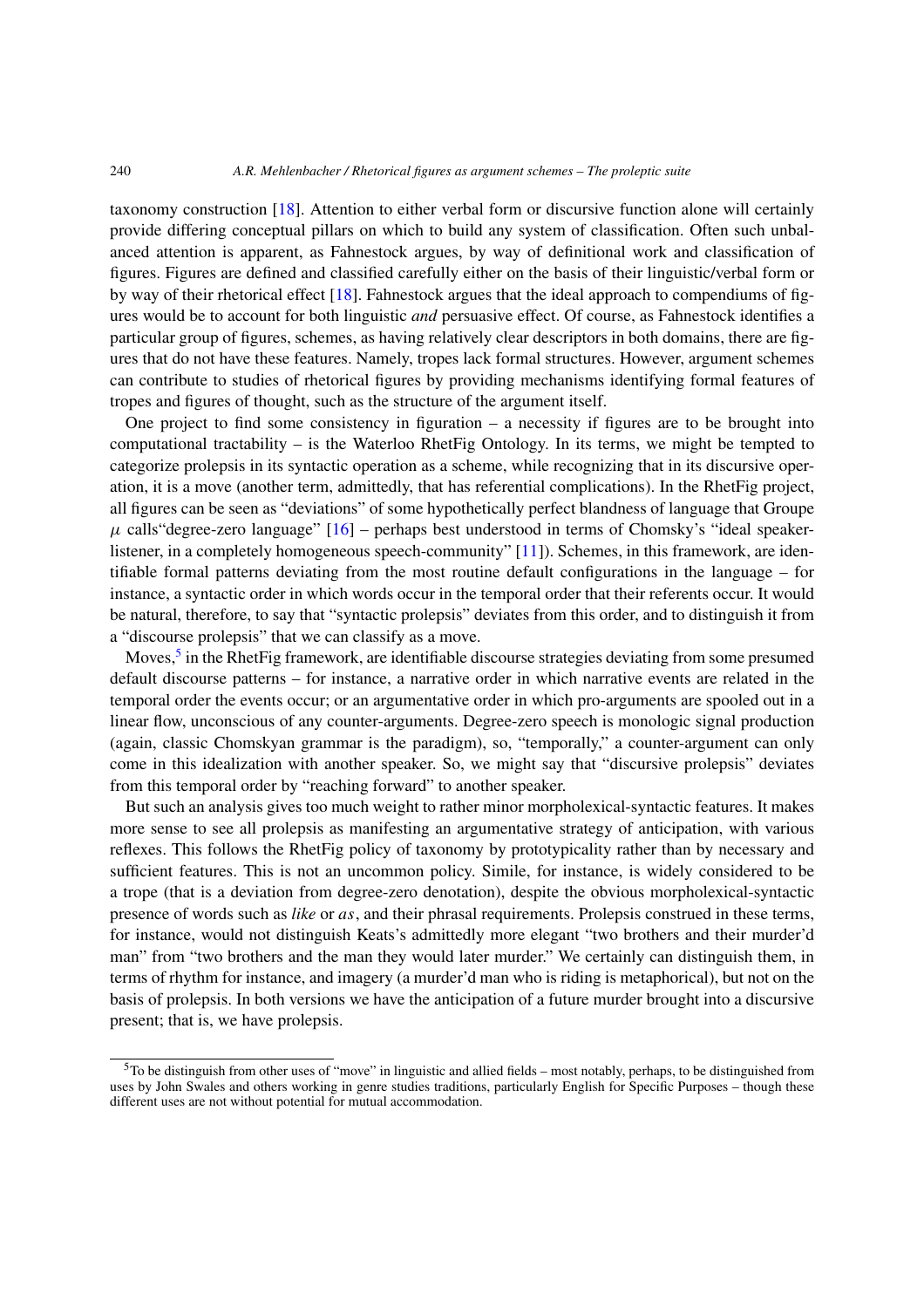taxonomy construction [18]. Attention to either verbal form or discursive function alone will certainly provide differing conceptual pillars on which to build any system of classification. Often such unbalanced attention is apparent, as Fahnestock argues, by way of definitional work and classification of figures. Figures are defined and classified carefully either on the basis of their linguistic/verbal form or by way of their rhetorical effect [18]. Fahnestock argues that the ideal approach to compendiums of figures would be to account for both linguistic *and* persuasive effect. Of course, as Fahnestock identifies a particular group of figures, schemes, as having relatively clear descriptors in both domains, there are figures that do not have these features. Namely, tropes lack formal structures. However, argument schemes can contribute to studies of rhetorical figures by providing mechanisms identifying formal features of tropes and figures of thought, such as the structure of the argument itself.

One project to find some consistency in figuration – a necessity if figures are to be brought into computational tractability – is the Waterloo RhetFig Ontology. In its terms, we might be tempted to categorize prolepsis in its syntactic operation as a scheme, while recognizing that in its discursive operation, it is a move (another term, admittedly, that has referential complications). In the RhetFig project, all figures can be seen as "deviations" of some hypothetically perfect blandness of language that Groupe $\mu$ calls"degree-zero language" [16] – perhaps best understood in terms of Chomsky's "ideal speaker-listener, in a completely homogeneous speech-community" [11]). Schemes, in this framework, are identifiable formal patterns deviating from the most routine default configurations in the language – for instance, a syntactic order in which words occur in the temporal order that their referents occur. It would be natural, therefore, to say that "syntactic prolepsis" deviates from this order, and to distinguish it from a "discourse prolepsis" that we can classify as a move.

Moves,[5] in the RhetFig framework, are identifiable discourse strategies deviating from some presumed default discourse patterns – for instance, a narrative order in which narrative events are related in the temporal order the events occur; or an argumentative order in which pro-arguments are spooled out in a linear flow, unconscious of any counter-arguments. Degree-zero speech is monologic signal production (again, classic Chomskyan grammar is the paradigm), so, "temporally," a counter-argument can only come in this idealization with another speaker. So, we might say that "discursive prolepsis" deviates from this temporal order by "reaching forward" to another speaker.

But such an analysis gives too much weight to rather minor morpholexical-syntactic features. It makes more sense to see all prolepsis as manifesting an argumentative strategy of anticipation, with various reflexes. This follows the RhetFig policy of taxonomy by prototypicality rather than by necessary and sufficient features. This is not an uncommon policy. Simile, for instance, is widely considered to be a trope (that is a deviation from degree-zero denotation), despite the obvious morpholexical-syntactic presence of words such as *like* or *as*, and their phrasal requirements. Prolepsis construed in these terms, for instance, would not distinguish Keats's admittedly more elegant "two brothers and their murder'd man" from "two brothers and the man they would later murder." We certainly can distinguish them, in terms of rhythm for instance, and imagery (a murder'd man who is riding is metaphorical), but not on the basis of prolepsis. In both versions we have the anticipation of a future murder brought into a discursive present; that is, we have prolepsis.

[5] To be distinguish from other uses of "move" in linguistic and allied fields – most notably, perhaps, to be distinguished from uses by John Swales and others working in genre studies traditions, particularly English for Specific Purposes – though these different uses are not without potential for mutual accommodation.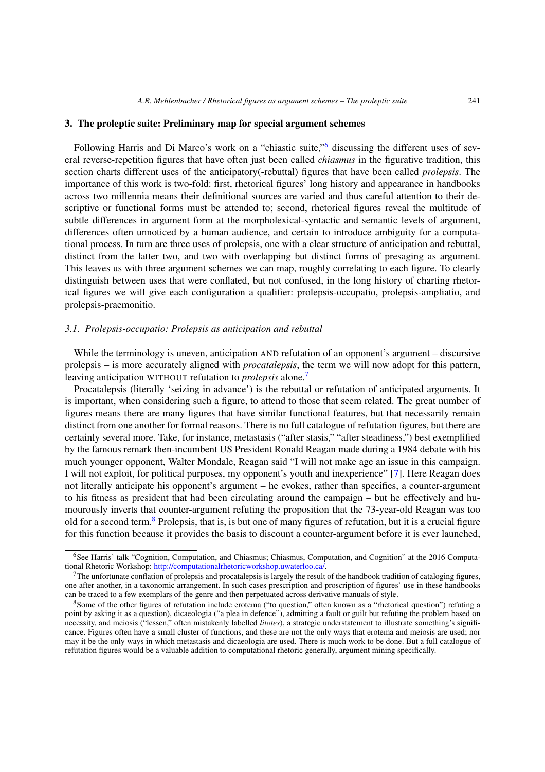## 3. The proleptic suite: Preliminary map for special argument schemes

Following Harris and Di Marco's work on a "chiastic suite,"[6] discussing the different uses of several reverse-repetition figures that have often just been called *chiasmus* in the figurative tradition, this section charts different uses of the anticipatory(-rebuttal) figures that have been called *prolepsis*. The importance of this work is two-fold: first, rhetorical figures' long history and appearance in handbooks across two millennia means their definitional sources are varied and thus careful attention to their descriptive or functional forms must be attended to; second, rhetorical figures reveal the multitude of subtle differences in argument form at the morpholexical-syntactic and semantic levels of argument, differences often unnoticed by a human audience, and certain to introduce ambiguity for a computational process. In turn are three uses of prolepsis, one with a clear structure of anticipation and rebuttal, distinct from the latter two, and two with overlapping but distinct forms of presaging as argument. This leaves us with three argument schemes we can map, roughly correlating to each figure. To clearly distinguish between uses that were conflated, but not confused, in the long history of charting rhetorical figures we will give each configuration a qualifier: prolepsis-occupatio, prolepsis-ampliatio, and prolepsis-praemonitio.

### 3.1. Prolepsis-occupatio: Prolepsis as anticipation and rebuttal

While the terminology is uneven, anticipation AND refutation of an opponent's argument – discursive prolepsis – is more accurately aligned with *procatalepsis*, the term we will now adopt for this pattern, leaving anticipation WITHOUT refutation to *prolepsis* alone.[7]

Procatalepsis (literally 'seizing in advance') is the rebuttal or refutation of anticipated arguments. It is important, when considering such a figure, to attend to those that seem related. The great number of figures means there are many figures that have similar functional features, but that necessarily remain distinct from one another for formal reasons. There is no full catalogue of refutation figures, but there are certainly several more. Take, for instance, metastasis ("after stasis," "after steadiness,") best exemplified by the famous remark then-incumbent US President Ronald Reagan made during a 1984 debate with his much younger opponent, Walter Mondale, Reagan said "I will not make age an issue in this campaign. I will not exploit, for political purposes, my opponent's youth and inexperience" [7]. Here Reagan does not literally anticipate his opponent's argument – he evokes, rather than specifies, a counter-argument to his fitness as president that had been circulating around the campaign – but he effectively and humorously inverts that counter-argument refuting the proposition that the 73-year-old Reagan was too old for a second term.[8] Prolepsis, that is, is but one of many figures of refutation, but it is a crucial figure for this function because it provides the basis to discount a counter-argument before it is ever launched,

---

[6] See Harris' talk "Cognition, Computation, and Chiasmus; Chiasmus, Computation, and Cognition" at the 2016 Computational Rhetoric Workshop: http://computationalrhetoricworkshop.uwaterloo.ca/.

[7] The unfortunate conflation of prolepsis and procatalepsis is largely the result of the handbook tradition of cataloging figures, one after another, in a taxonomic arrangement. In such cases prescription and proscription of figures' use in these handbooks can be traced to a few exemplars of the genre and then perpetuated across derivative manuals of style.

[8] Some of the other figures of refutation include erotema ("to question," often known as a "rhetorical question") refuting a point by asking it as a question), dicaeologia ("a plea in defence"), admitting a fault or guilt but refuting the problem based on necessity, and meiosis ("lessen," often mistakenly labelled *litotes*), a strategic understatement to illustrate something's significance. Figures often have a small cluster of functions, and these are not the only ways that erotema and meiosis are used; nor may it be the only ways in which metastasis and dicaeologia are used. There is much work to be done. But a full catalogue of refutation figures would be a valuable addition to computational rhetoric generally, argument mining specifically.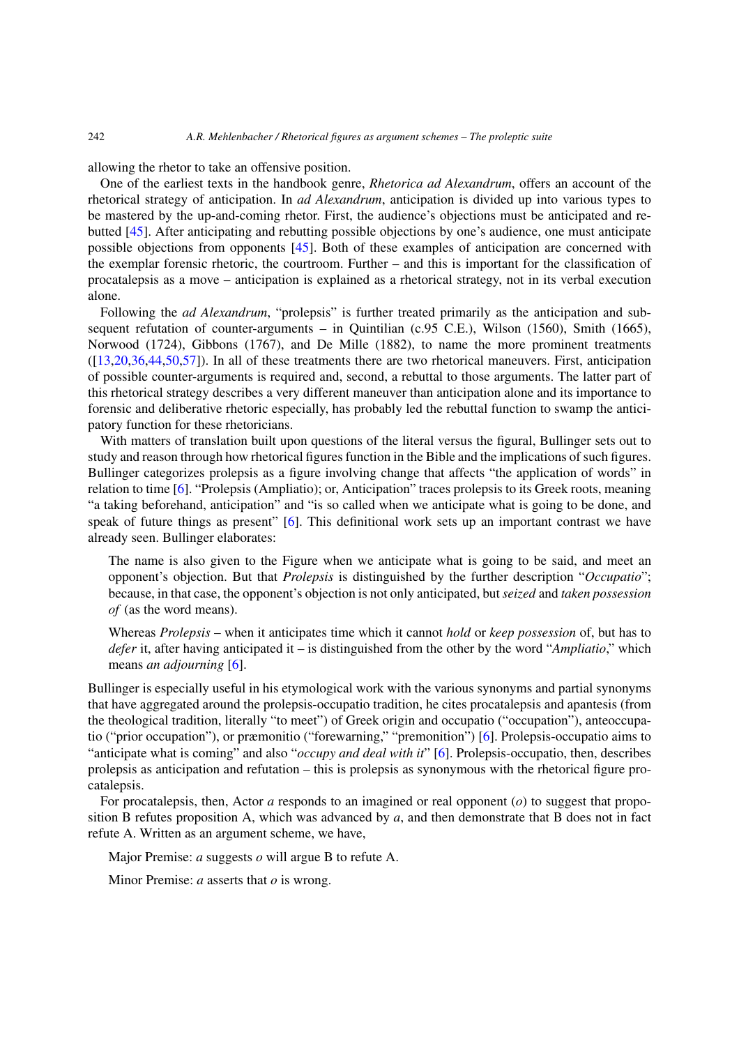allowing the rhetor to take an offensive position.

One of the earliest texts in the handbook genre, *Rhetorica ad Alexandrum*, offers an account of the rhetorical strategy of anticipation. In *ad Alexandrum*, anticipation is divided up into various types to be mastered by the up-and-coming rhetor. First, the audience's objections must be anticipated and rebutted [45]. After anticipating and rebutting possible objections by one's audience, one must anticipate possible objections from opponents [45]. Both of these examples of anticipation are concerned with the exemplar forensic rhetoric, the courtroom. Further – and this is important for the classification of procatalepsis as a move – anticipation is explained as a rhetorical strategy, not in its verbal execution alone.

Following the *ad Alexandrum*, "prolepsis" is further treated primarily as the anticipation and subsequent refutation of counter-arguments – in Quintilian (c.95 C.E.), Wilson (1560), Smith (1665), Norwood (1724), Gibbons (1767), and De Mille (1882), to name the more prominent treatments ([13,20,36,44,50,57]). In all of these treatments there are two rhetorical maneuvers. First, anticipation of possible counter-arguments is required and, second, a rebuttal to those arguments. The latter part of this rhetorical strategy describes a very different maneuver than anticipation alone and its importance to forensic and deliberative rhetoric especially, has probably led the rebuttal function to swamp the anticipatory function for these rhetoricians.

With matters of translation built upon questions of the literal versus the figural, Bullinger sets out to study and reason through how rhetorical figures function in the Bible and the implications of such figures. Bullinger categorizes prolepsis as a figure involving change that affects "the application of words" in relation to time [6]. "Prolepsis (Ampliatio); or, Anticipation" traces prolepsis to its Greek roots, meaning "a taking beforehand, anticipation" and "is so called when we anticipate what is going to be done, and speak of future things as present" [6]. This definitional work sets up an important contrast we have already seen. Bullinger elaborates:

> The name is also given to the Figure when we anticipate what is going to be said, and meet an opponent's objection. But that *Prolepsis* is distinguished by the further description "*Occupatio*"; because, in that case, the opponent's objection is not only anticipated, but *seized* and *taken possession of* (as the word means).
>
> Whereas *Prolepsis* – when it anticipates time which it cannot *hold* or *keep possession* of, but has to *defer* it, after having anticipated it – is distinguished from the other by the word "*Ampliatio*," which means *an adjourning* [6].

Bullinger is especially useful in his etymological work with the various synonyms and partial synonyms that have aggregated around the prolepsis-occupatio tradition, he cites procatalepsis and apantesis (from the theological tradition, literally "to meet") of Greek origin and occupatio ("occupation"), anteoccupatio ("prior occupation"), or præmonitio ("forewarning," "premonition") [6]. Prolepsis-occupatio aims to "anticipate what is coming" and also "*occupy and deal with it*" [6]. Prolepsis-occupatio, then, describes prolepsis as anticipation and refutation – this is prolepsis as synonymous with the rhetorical figure procatalepsis.

For procatalepsis, then, Actor *a* responds to an imagined or real opponent (*o*) to suggest that proposition B refutes proposition A, which was advanced by *a*, and then demonstrate that B does not in fact refute A. Written as an argument scheme, we have,

> Major Premise: *a* suggests *o* will argue B to refute A.
>
> Minor Premise: *a* asserts that *o* is wrong.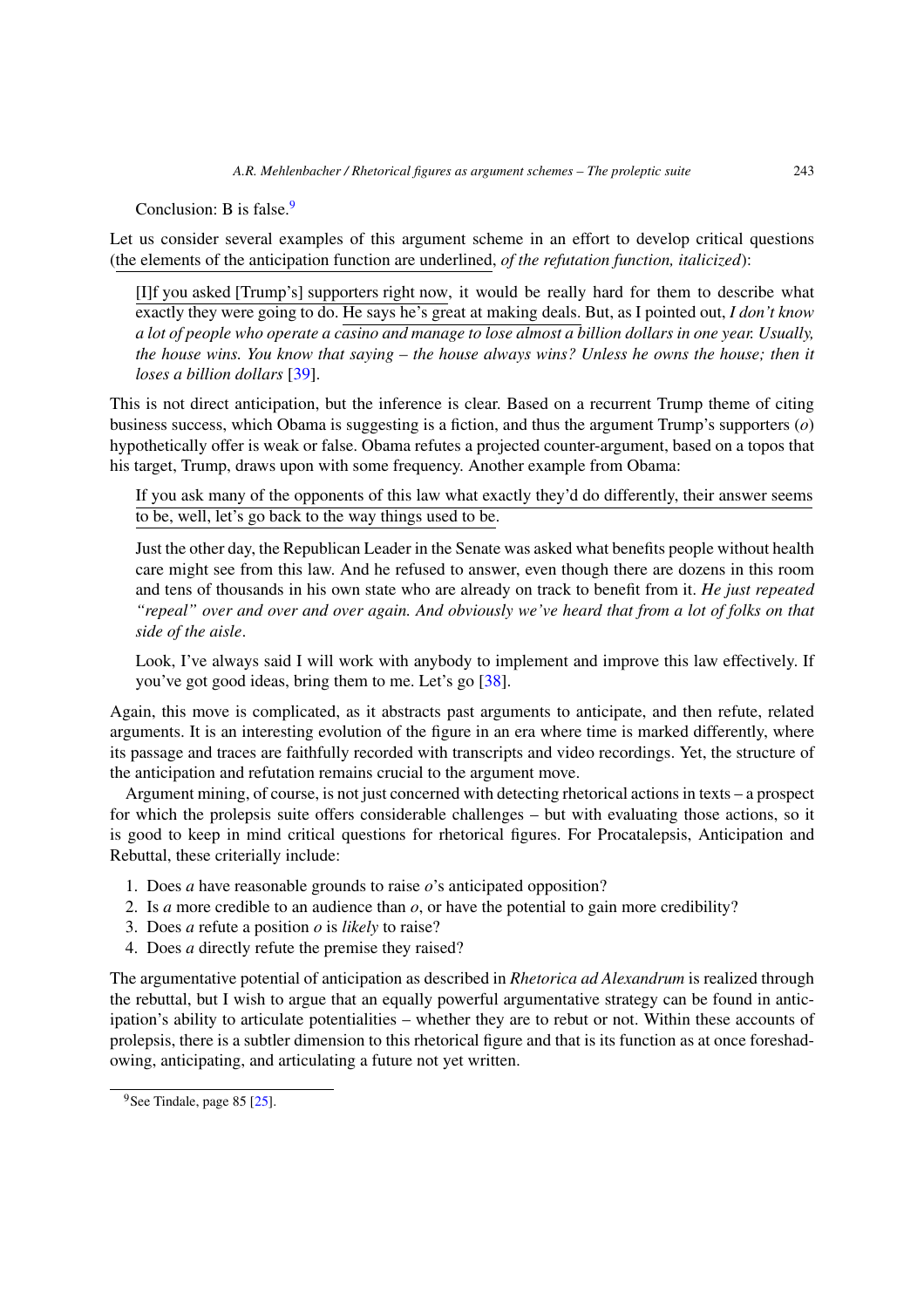Conclusion: B is false.[9]

Let us consider several examples of this argument scheme in an effort to develop critical questions (the elements of the anticipation function are underlined, *of the refutation function, italicized*):

> [I]f you asked [Trump's] supporters right now, it would be really hard for them to describe what exactly they were going to do. He says he's great at making deals. But, as I pointed out, *I don't know a lot of people who operate a casino and manage to lose almost a billion dollars in one year. Usually, the house wins. You know that saying – the house always wins? Unless he owns the house; then it loses a billion dollars* [39].

This is not direct anticipation, but the inference is clear. Based on a recurrent Trump theme of citing business success, which Obama is suggesting is a fiction, and thus the argument Trump's supporters (*o*) hypothetically offer is weak or false. Obama refutes a projected counter-argument, based on a topos that his target, Trump, draws upon with some frequency. Another example from Obama:

> If you ask many of the opponents of this law what exactly they'd do differently, their answer seems to be, well, let's go back to the way things used to be.
>
> Just the other day, the Republican Leader in the Senate was asked what benefits people without health care might see from this law. And he refused to answer, even though there are dozens in this room and tens of thousands in his own state who are already on track to benefit from it. *He just repeated "repeal" over and over and over again. And obviously we've heard that from a lot of folks on that side of the aisle*.
>
> Look, I've always said I will work with anybody to implement and improve this law effectively. If you've got good ideas, bring them to me. Let's go [38].

Again, this move is complicated, as it abstracts past arguments to anticipate, and then refute, related arguments. It is an interesting evolution of the figure in an era where time is marked differently, where its passage and traces are faithfully recorded with transcripts and video recordings. Yet, the structure of the anticipation and refutation remains crucial to the argument move.

Argument mining, of course, is not just concerned with detecting rhetorical actions in texts – a prospect for which the prolepsis suite offers considerable challenges – but with evaluating those actions, so it is good to keep in mind critical questions for rhetorical figures. For Procatalepsis, Anticipation and Rebuttal, these criterially include:

1. Does *a* have reasonable grounds to raise *o*'s anticipated opposition?
2. Is *a* more credible to an audience than *o*, or have the potential to gain more credibility?
3. Does *a* refute a position *o* is *likely* to raise?
4. Does *a* directly refute the premise they raised?

The argumentative potential of anticipation as described in *Rhetorica ad Alexandrum* is realized through the rebuttal, but I wish to argue that an equally powerful argumentative strategy can be found in anticipation's ability to articulate potentialities – whether they are to rebut or not. Within these accounts of prolepsis, there is a subtler dimension to this rhetorical figure and that is its function as at once foreshadowing, anticipating, and articulating a future not yet written.

[9] See Tindale, page 85 [25].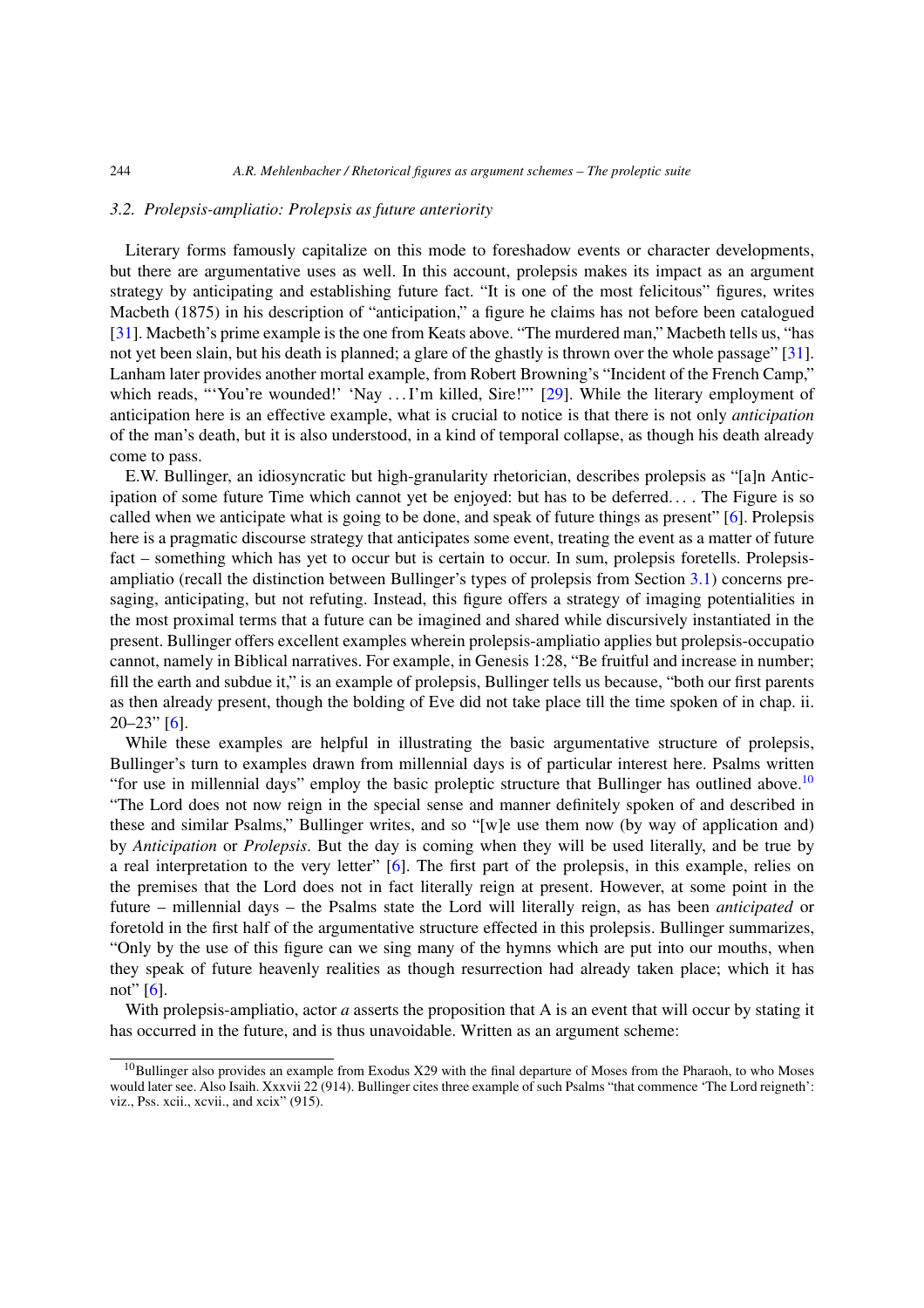### 3.2. *Prolepsis-ampliatio: Prolepsis as future anteriority*

Literary forms famously capitalize on this mode to foreshadow events or character developments, but there are argumentative uses as well. In this account, prolepsis makes its impact as an argument strategy by anticipating and establishing future fact. "It is one of the most felicitous" figures, writes Macbeth (1875) in his description of "anticipation," a figure he claims has not before been catalogued [31]. Macbeth's prime example is the one from Keats above. "The murdered man," Macbeth tells us, "has not yet been slain, but his death is planned; a glare of the ghastly is thrown over the whole passage" [31]. Lanham later provides another mortal example, from Robert Browning's "Incident of the French Camp," which reads, "'You're wounded!' 'Nay ... I'm killed, Sire!"' [29]. While the literary employment of anticipation here is an effective example, what is crucial to notice is that there is not only *anticipation* of the man's death, but it is also understood, in a kind of temporal collapse, as though his death already come to pass.

E.W. Bullinger, an idiosyncratic but high-granularity rhetorician, describes prolepsis as "[a]n Anticipation of some future Time which cannot yet be enjoyed: but has to be deferred.... The Figure is so called when we anticipate what is going to be done, and speak of future things as present" [6]. Prolepsis here is a pragmatic discourse strategy that anticipates some event, treating the event as a matter of future fact – something which has yet to occur but is certain to occur. In sum, prolepsis foretells. Prolepsis-ampliatio (recall the distinction between Bullinger's types of prolepsis from Section 3.1) concerns presaging, anticipating, but not refuting. Instead, this figure offers a strategy of imaging potentialities in the most proximal terms that a future can be imagined and shared while discursively instantiated in the present. Bullinger offers excellent examples wherein prolepsis-ampliatio applies but prolepsis-occupatio cannot, namely in Biblical narratives. For example, in Genesis 1:28, "Be fruitful and increase in number; fill the earth and subdue it," is an example of prolepsis, Bullinger tells us because, "both our first parents as then already present, though the bolding of Eve did not take place till the time spoken of in chap. ii. 20–23" [6].

While these examples are helpful in illustrating the basic argumentative structure of prolepsis, Bullinger's turn to examples drawn from millennial days is of particular interest here. Psalms written "for use in millennial days" employ the basic proleptic structure that Bullinger has outlined above.[10] "The Lord does not now reign in the special sense and manner definitely spoken of and described in these and similar Psalms," Bullinger writes, and so "[w]e use them now (by way of application and) by *Anticipation* or *Prolepsis*. But the day is coming when they will be used literally, and be true by a real interpretation to the very letter" [6]. The first part of the prolepsis, in this example, relies on the premises that the Lord does not in fact literally reign at present. However, at some point in the future – millennial days – the Psalms state the Lord will literally reign, as has been *anticipated* or foretold in the first half of the argumentative structure effected in this prolepsis. Bullinger summarizes, "Only by the use of this figure can we sing many of the hymns which are put into our mouths, when they speak of future heavenly realities as though resurrection had already taken place; which it has not" [6].

With prolepsis-ampliatio, actor *a* asserts the proposition that A is an event that will occur by stating it has occurred in the future, and is thus unavoidable. Written as an argument scheme:

[10] Bullinger also provides an example from Exodus X29 with the final departure of Moses from the Pharaoh, to who Moses would later see. Also Isaih. Xxxvii 22 (914). Bullinger cites three example of such Psalms "that commence 'The Lord reigneth': viz., Pss. xcii., xcvii., and xcix" (915).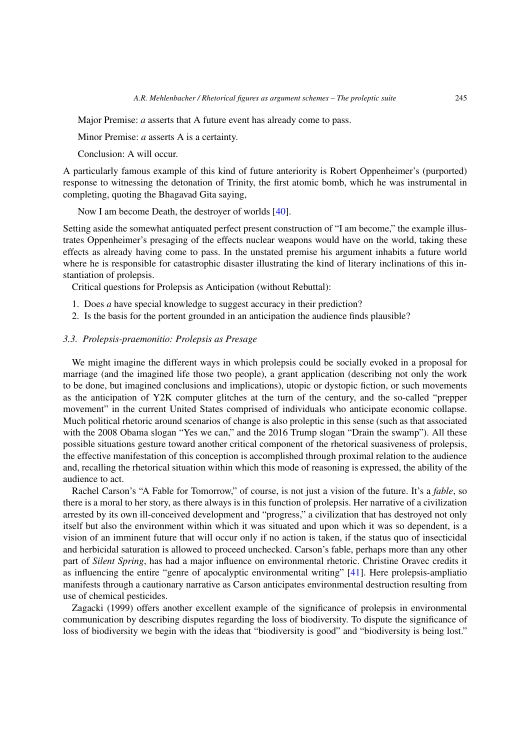Major Premise: *a* asserts that A future event has already come to pass.

Minor Premise: *a* asserts A is a certainty.

Conclusion: A will occur.

A particularly famous example of this kind of future anteriority is Robert Oppenheimer's (purported) response to witnessing the detonation of Trinity, the first atomic bomb, which he was instrumental in completing, quoting the Bhagavad Gita saying,

> Now I am become Death, the destroyer of worlds [40].

Setting aside the somewhat antiquated perfect present construction of "I am become," the example illustrates Oppenheimer's presaging of the effects nuclear weapons would have on the world, taking these effects as already having come to pass. In the unstated premise his argument inhabits a future world where he is responsible for catastrophic disaster illustrating the kind of literary inclinations of this instantiation of prolepsis.

Critical questions for Prolepsis as Anticipation (without Rebuttal):

1. Does *a* have special knowledge to suggest accuracy in their prediction?
2. Is the basis for the portent grounded in an anticipation the audience finds plausible?

### *3.3. Prolepsis-praemonitio: Prolepsis as Presage*

We might imagine the different ways in which prolepsis could be socially evoked in a proposal for marriage (and the imagined life those two people), a grant application (describing not only the work to be done, but imagined conclusions and implications), utopic or dystopic fiction, or such movements as the anticipation of Y2K computer glitches at the turn of the century, and the so-called "prepper movement" in the current United States comprised of individuals who anticipate economic collapse. Much political rhetoric around scenarios of change is also proleptic in this sense (such as that associated with the 2008 Obama slogan "Yes we can," and the 2016 Trump slogan "Drain the swamp"). All these possible situations gesture toward another critical component of the rhetorical suasiveness of prolepsis, the effective manifestation of this conception is accomplished through proximal relation to the audience and, recalling the rhetorical situation within which this mode of reasoning is expressed, the ability of the audience to act.

Rachel Carson's "A Fable for Tomorrow," of course, is not just a vision of the future. It's a *fable*, so there is a moral to her story, as there always is in this function of prolepsis. Her narrative of a civilization arrested by its own ill-conceived development and "progress," a civilization that has destroyed not only itself but also the environment within which it was situated and upon which it was so dependent, is a vision of an imminent future that will occur only if no action is taken, if the status quo of insecticidal and herbicidal saturation is allowed to proceed unchecked. Carson's fable, perhaps more than any other part of *Silent Spring*, has had a major influence on environmental rhetoric. Christine Oravec credits it as influencing the entire "genre of apocalyptic environmental writing" [41]. Here prolepsis-ampliatio manifests through a cautionary narrative as Carson anticipates environmental destruction resulting from use of chemical pesticides.

Zagacki (1999) offers another excellent example of the significance of prolepsis in environmental communication by describing disputes regarding the loss of biodiversity. To dispute the significance of loss of biodiversity we begin with the ideas that "biodiversity is good" and "biodiversity is being lost."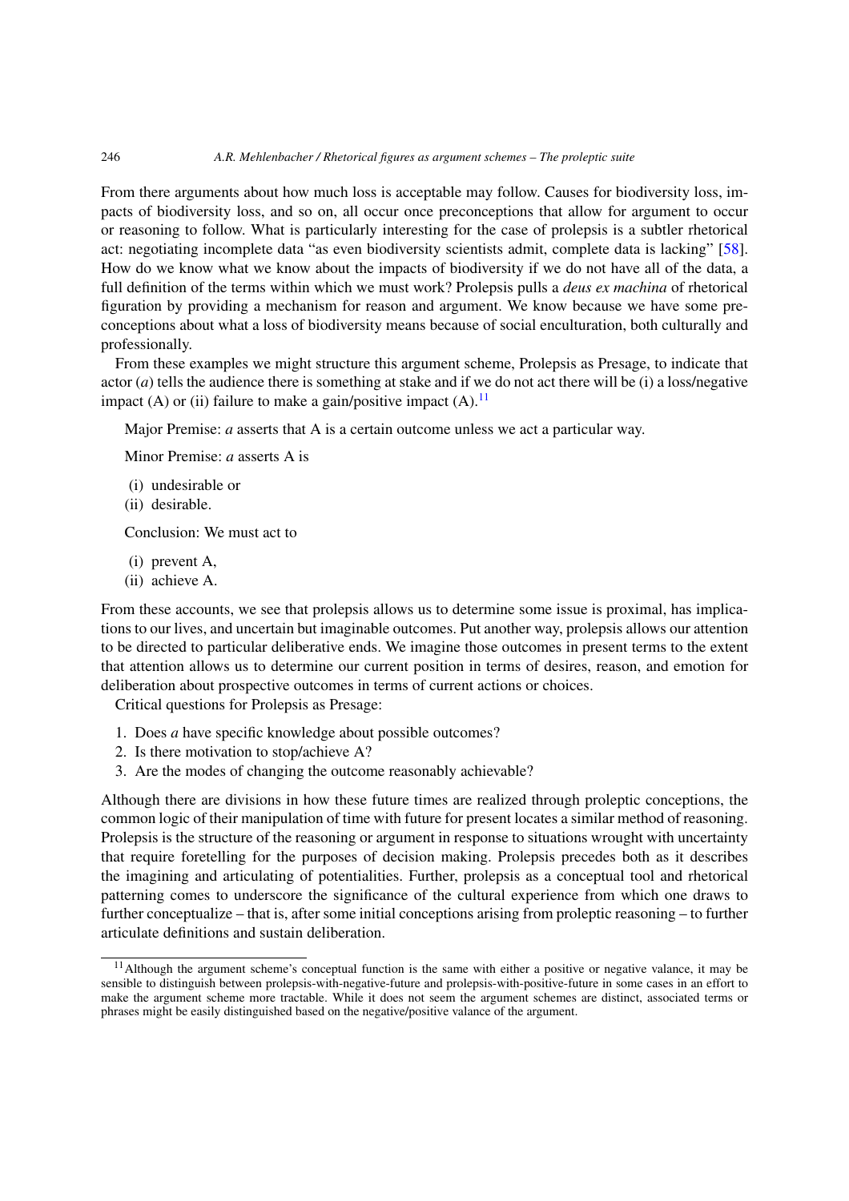From there arguments about how much loss is acceptable may follow. Causes for biodiversity loss, impacts of biodiversity loss, and so on, all occur once preconceptions that allow for argument to occur or reasoning to follow. What is particularly interesting for the case of prolepsis is a subtler rhetorical act: negotiating incomplete data "as even biodiversity scientists admit, complete data is lacking" [58]. How do we know what we know about the impacts of biodiversity if we do not have all of the data, a full definition of the terms within which we must work? Prolepsis pulls a *deus ex machina* of rhetorical figuration by providing a mechanism for reason and argument. We know because we have some preconceptions about what a loss of biodiversity means because of social enculturation, both culturally and professionally.

From these examples we might structure this argument scheme, Prolepsis as Presage, to indicate that actor (*a*) tells the audience there is something at stake and if we do not act there will be (i) a loss/negative impact (A) or (ii) failure to make a gain/positive impact (A).[11]

Major Premise: *a* asserts that A is a certain outcome unless we act a particular way.

Minor Premise: *a* asserts A is

(i) undesirable or
(ii) desirable.

Conclusion: We must act to

(i) prevent A,
(ii) achieve A.

From these accounts, we see that prolepsis allows us to determine some issue is proximal, has implications to our lives, and uncertain but imaginable outcomes. Put another way, prolepsis allows our attention to be directed to particular deliberative ends. We imagine those outcomes in present terms to the extent that attention allows us to determine our current position in terms of desires, reason, and emotion for deliberation about prospective outcomes in terms of current actions or choices.

Critical questions for Prolepsis as Presage:

1. Does *a* have specific knowledge about possible outcomes?
2. Is there motivation to stop/achieve A?
3. Are the modes of changing the outcome reasonably achievable?

Although there are divisions in how these future times are realized through proleptic conceptions, the common logic of their manipulation of time with future for present locates a similar method of reasoning. Prolepsis is the structure of the reasoning or argument in response to situations wrought with uncertainty that require foretelling for the purposes of decision making. Prolepsis precedes both as it describes the imagining and articulating of potentialities. Further, prolepsis as a conceptual tool and rhetorical patterning comes to underscore the significance of the cultural experience from which one draws to further conceptualize – that is, after some initial conceptions arising from proleptic reasoning – to further articulate definitions and sustain deliberation.

---

[11] Although the argument scheme's conceptual function is the same with either a positive or negative valance, it may be sensible to distinguish between prolepsis-with-negative-future and prolepsis-with-positive-future in some cases in an effort to make the argument scheme more tractable. While it does not seem the argument schemes are distinct, associated terms or phrases might be easily distinguished based on the negative/positive valance of the argument.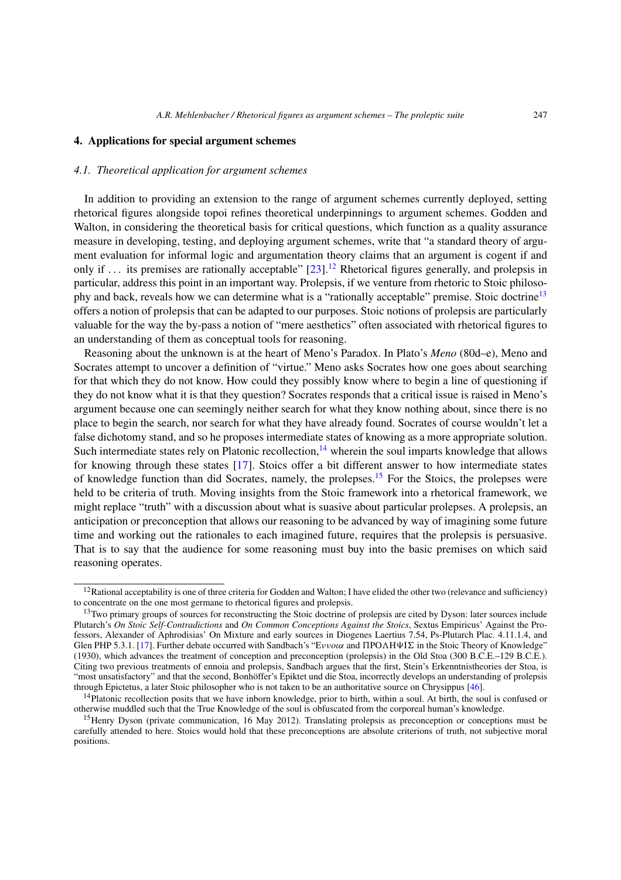## 4. Applications for special argument schemes

### *4.1. Theoretical application for argument schemes*

In addition to providing an extension to the range of argument schemes currently deployed, setting rhetorical figures alongside topoi refines theoretical underpinnings to argument schemes. Godden and Walton, in considering the theoretical basis for critical questions, which function as a quality assurance measure in developing, testing, and deploying argument schemes, write that "a standard theory of argument evaluation for informal logic and argumentation theory claims that an argument is cogent if and only if ... its premises are rationally acceptable" [23].[12] Rhetorical figures generally, and prolepsis in particular, address this point in an important way. Prolepsis, if we venture from rhetoric to Stoic philosophy and back, reveals how we can determine what is a "rationally acceptable" premise. Stoic doctrine[13] offers a notion of prolepsis that can be adapted to our purposes. Stoic notions of prolepsis are particularly valuable for the way the by-pass a notion of "mere aesthetics" often associated with rhetorical figures to an understanding of them as conceptual tools for reasoning.

Reasoning about the unknown is at the heart of Meno's Paradox. In Plato's *Meno* (80d–e), Meno and Socrates attempt to uncover a definition of "virtue." Meno asks Socrates how one goes about searching for that which they do not know. How could they possibly know where to begin a line of questioning if they do not know what it is that they question? Socrates responds that a critical issue is raised in Meno's argument because one can seemingly neither search for what they know nothing about, since there is no place to begin the search, nor search for what they have already found. Socrates of course wouldn't let a false dichotomy stand, and so he proposes intermediate states of knowing as a more appropriate solution. Such intermediate states rely on Platonic recollection,[14] wherein the soul imparts knowledge that allows for knowing through these states [17]. Stoics offer a bit different answer to how intermediate states of knowledge function than did Socrates, namely, the prolepses.[15] For the Stoics, the prolepses were held to be criteria of truth. Moving insights from the Stoic framework into a rhetorical framework, we might replace "truth" with a discussion about what is suasive about particular prolepses. A prolepsis, an anticipation or preconception that allows our reasoning to be advanced by way of imagining some future time and working out the rationales to each imagined future, requires that the prolepsis is persuasive. That is to say that the audience for some reasoning must buy into the basic premises on which said reasoning operates.

---

[12] Rational acceptability is one of three criteria for Godden and Walton; I have elided the other two (relevance and sufficiency) to concentrate on the one most germane to rhetorical figures and prolepsis.

[13] Two primary groups of sources for reconstructing the Stoic doctrine of prolepsis are cited by Dyson: later sources include Plutarch's *On Stoic Self-Contradictions* and *On Common Conceptions Against the Stoics*, Sextus Empiricus' Against the Professors, Alexander of Aphrodisias' On Mixture and early sources in Diogenes Laertius 7.54, Ps-Plutarch Plac. 4.11.1.4, and Glen PHP 5.3.1. [17]. Further debate occurred with Sandbach's "Ἐννοια and ΠΡΟΛΗΨΙΣ in the Stoic Theory of Knowledge" (1930), which advances the treatment of conception and preconception (prolepsis) in the Old Stoa (300 B.C.E.–129 B.C.E.). Citing two previous treatments of ennoia and prolepsis, Sandbach argues that the first, Stein's Erkenntnistheories der Stoa, is "most unsatisfactory" and that the second, Bonhöffer's Epiktet und die Stoa, incorrectly develops an understanding of prolepsis through Epictetus, a later Stoic philosopher who is not taken to be an authoritative source on Chrysippus [46].

[14] Platonic recollection posits that we have inborn knowledge, prior to birth, within a soul. At birth, the soul is confused or otherwise muddled such that the True Knowledge of the soul is obfuscated from the corporeal human's knowledge.

[15] Henry Dyson (private communication, 16 May 2012). Translating prolepsis as preconception or conceptions must be carefully attended to here. Stoics would hold that these preconceptions are absolute criterions of truth, not subjective moral positions.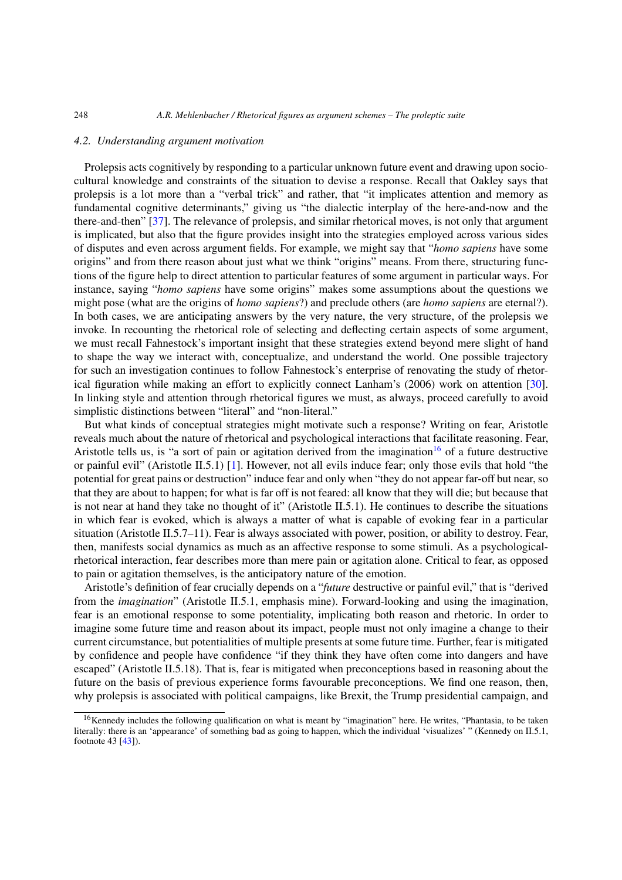### 4.2. Understanding argument motivation

Prolepsis acts cognitively by responding to a particular unknown future event and drawing upon socio-cultural knowledge and constraints of the situation to devise a response. Recall that Oakley says that prolepsis is a lot more than a "verbal trick" and rather, that "it implicates attention and memory as fundamental cognitive determinants," giving us "the dialectic interplay of the here-and-now and the there-and-then" [37]. The relevance of prolepsis, and similar rhetorical moves, is not only that argument is implicated, but also that the figure provides insight into the strategies employed across various sides of disputes and even across argument fields. For example, we might say that "*homo sapiens* have some origins" and from there reason about just what we think "origins" means. From there, structuring functions of the figure help to direct attention to particular features of some argument in particular ways. For instance, saying "*homo sapiens* have some origins" makes some assumptions about the questions we might pose (what are the origins of *homo sapiens*?) and preclude others (are *homo sapiens* are eternal?). In both cases, we are anticipating answers by the very nature, the very structure, of the prolepsis we invoke. In recounting the rhetorical role of selecting and deflecting certain aspects of some argument, we must recall Fahnestock's important insight that these strategies extend beyond mere slight of hand to shape the way we interact with, conceptualize, and understand the world. One possible trajectory for such an investigation continues to follow Fahnestock's enterprise of renovating the study of rhetorical figuration while making an effort to explicitly connect Lanham's (2006) work on attention [30]. In linking style and attention through rhetorical figures we must, as always, proceed carefully to avoid simplistic distinctions between "literal" and "non-literal."

But what kinds of conceptual strategies might motivate such a response? Writing on fear, Aristotle reveals much about the nature of rhetorical and psychological interactions that facilitate reasoning. Fear, Aristotle tells us, is "a sort of pain or agitation derived from the imagination[16] of a future destructive or painful evil" (Aristotle II.5.1) [1]. However, not all evils induce fear; only those evils that hold "the potential for great pains or destruction" induce fear and only when "they do not appear far-off but near, so that they are about to happen; for what is far off is not feared: all know that they will die; but because that is not near at hand they take no thought of it" (Aristotle II.5.1). He continues to describe the situations in which fear is evoked, which is always a matter of what is capable of evoking fear in a particular situation (Aristotle II.5.7–11). Fear is always associated with power, position, or ability to destroy. Fear, then, manifests social dynamics as much as an affective response to some stimuli. As a psychological-rhetorical interaction, fear describes more than mere pain or agitation alone. Critical to fear, as opposed to pain or agitation themselves, is the anticipatory nature of the emotion.

Aristotle's definition of fear crucially depends on a "*future* destructive or painful evil," that is "derived from the *imagination*" (Aristotle II.5.1, emphasis mine). Forward-looking and using the imagination, fear is an emotional response to some potentiality, implicating both reason and rhetoric. In order to imagine some future time and reason about its impact, people must not only imagine a change to their current circumstance, but potentialities of multiple presents at some future time. Further, fear is mitigated by confidence and people have confidence "if they think they have often come into dangers and have escaped" (Aristotle II.5.18). That is, fear is mitigated when preconceptions based in reasoning about the future on the basis of previous experience forms favourable preconceptions. We find one reason, then, why prolepsis is associated with political campaigns, like Brexit, the Trump presidential campaign, and

[16] Kennedy includes the following qualification on what is meant by "imagination" here. He writes, "Phantasia, to be taken literally: there is an 'appearance' of something bad as going to happen, which the individual 'visualizes' " (Kennedy on II.5.1, footnote 43 [43]).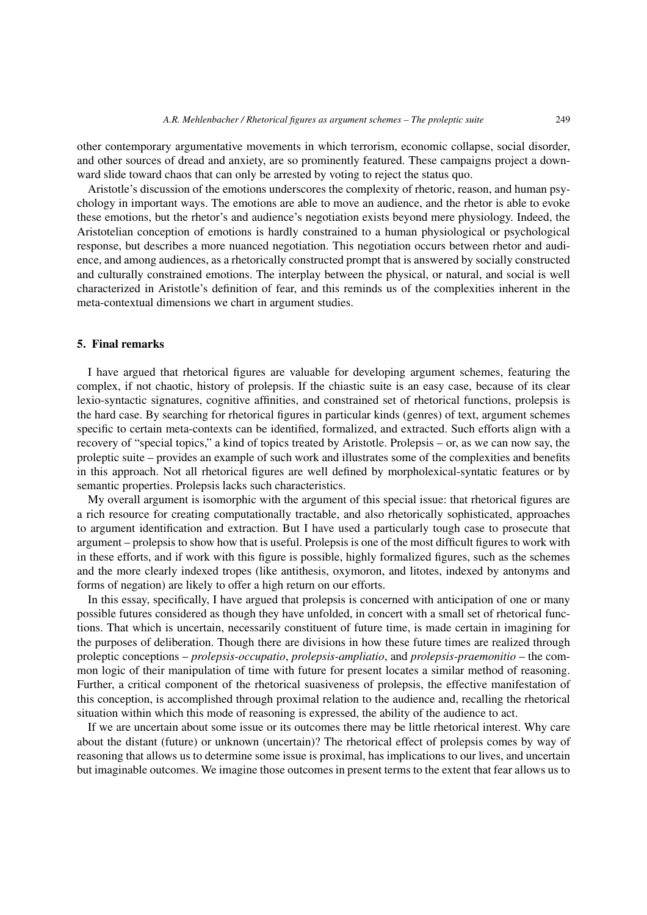other contemporary argumentative movements in which terrorism, economic collapse, social disorder, and other sources of dread and anxiety, are so prominently featured. These campaigns project a downward slide toward chaos that can only be arrested by voting to reject the status quo.

Aristotle's discussion of the emotions underscores the complexity of rhetoric, reason, and human psychology in important ways. The emotions are able to move an audience, and the rhetor is able to evoke these emotions, but the rhetor's and audience's negotiation exists beyond mere physiology. Indeed, the Aristotelian conception of emotions is hardly constrained to a human physiological or psychological response, but describes a more nuanced negotiation. This negotiation occurs between rhetor and audience, and among audiences, as a rhetorically constructed prompt that is answered by socially constructed and culturally constrained emotions. The interplay between the physical, or natural, and social is well characterized in Aristotle's definition of fear, and this reminds us of the complexities inherent in the meta-contextual dimensions we chart in argument studies.

## 5. Final remarks

I have argued that rhetorical figures are valuable for developing argument schemes, featuring the complex, if not chaotic, history of prolepsis. If the chiastic suite is an easy case, because of its clear lexio-syntactic signatures, cognitive affinities, and constrained set of rhetorical functions, prolepsis is the hard case. By searching for rhetorical figures in particular kinds (genres) of text, argument schemes specific to certain meta-contexts can be identified, formalized, and extracted. Such efforts align with a recovery of "special topics," a kind of topics treated by Aristotle. Prolepsis – or, as we can now say, the proleptic suite – provides an example of such work and illustrates some of the complexities and benefits in this approach. Not all rhetorical figures are well defined by morpholexical-syntatic features or by semantic properties. Prolepsis lacks such characteristics.

My overall argument is isomorphic with the argument of this special issue: that rhetorical figures are a rich resource for creating computationally tractable, and also rhetorically sophisticated, approaches to argument identification and extraction. But I have used a particularly tough case to prosecute that argument – prolepsis to show how that is useful. Prolepsis is one of the most difficult figures to work with in these efforts, and if work with this figure is possible, highly formalized figures, such as the schemes and the more clearly indexed tropes (like antithesis, oxymoron, and litotes, indexed by antonyms and forms of negation) are likely to offer a high return on our efforts.

In this essay, specifically, I have argued that prolepsis is concerned with anticipation of one or many possible futures considered as though they have unfolded, in concert with a small set of rhetorical functions. That which is uncertain, necessarily constituent of future time, is made certain in imagining for the purposes of deliberation. Though there are divisions in how these future times are realized through proleptic conceptions – *prolepsis-occupatio*, *prolepsis-ampliatio*, and *prolepsis-praemonitio* – the common logic of their manipulation of time with future for present locates a similar method of reasoning. Further, a critical component of the rhetorical suasiveness of prolepsis, the effective manifestation of this conception, is accomplished through proximal relation to the audience and, recalling the rhetorical situation within which this mode of reasoning is expressed, the ability of the audience to act.

If we are uncertain about some issue or its outcomes there may be little rhetorical interest. Why care about the distant (future) or unknown (uncertain)? The rhetorical effect of prolepsis comes by way of reasoning that allows us to determine some issue is proximal, has implications to our lives, and uncertain but imaginable outcomes. We imagine those outcomes in present terms to the extent that fear allows us to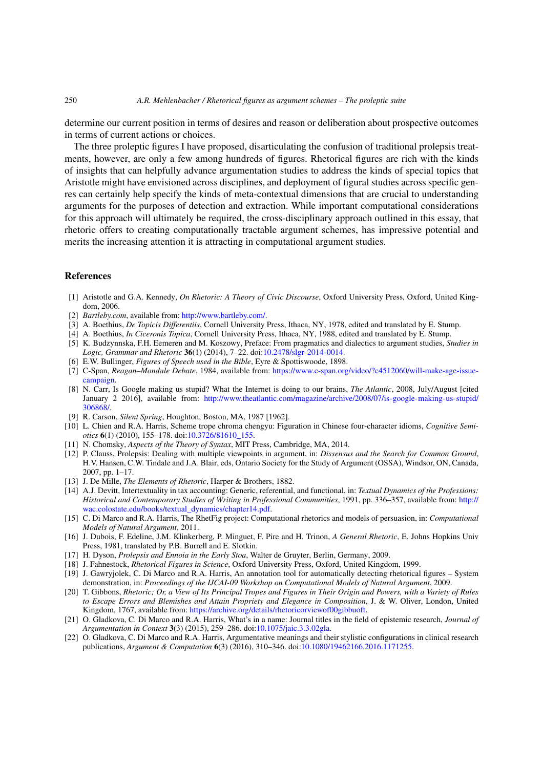determine our current position in terms of desires and reason or deliberation about prospective outcomes in terms of current actions or choices.

The three proleptic figures I have proposed, disarticulating the confusion of traditional prolepsis treatments, however, are only a few among hundreds of figures. Rhetorical figures are rich with the kinds of insights that can helpfully advance argumentation studies to address the kinds of special topics that Aristotle might have envisioned across disciplines, and deployment of figural studies across specific genres can certainly help specify the kinds of meta-contextual dimensions that are crucial to understanding arguments for the purposes of detection and extraction. While important computational considerations for this approach will ultimately be required, the cross-disciplinary approach outlined in this essay, that rhetoric offers to creating computationally tractable argument schemes, has impressive potential and merits the increasing attention it is attracting in computational argument studies.

## References

[1] Aristotle and G.A. Kennedy, *On Rhetoric: A Theory of Civic Discourse*, Oxford University Press, Oxford, United Kingdom, 2006.

[2] *Bartleby.com*, available from: http://www.bartleby.com/.

[3] A. Boethius, *De Topicis Differentiis*, Cornell University Press, Ithaca, NY, 1978, edited and translated by E. Stump.

[4] A. Boethius, *In Ciceronis Topica*, Cornell University Press, Ithaca, NY, 1988, edited and translated by E. Stump.

[5] K. Budzynnska, F.H. Eemeren and M. Koszowy, Preface: From pragmatics and dialectics to argument studies, *Studies in Logic, Grammar and Rhetoric* **36**(1) (2014), 7–22. doi:10.2478/slgr-2014-0014.

[6] E.W. Bullinger, *Figures of Speech used in the Bible*, Eyre & Spottiswoode, 1898.

[7] C-Span, *Reagan–Mondale Debate*, 1984, available from: https://www.c-span.org/video/?c4512060/will-make-age-issue-campaign.

[8] N. Carr, Is Google making us stupid? What the Internet is doing to our brains, *The Atlantic*, 2008, July/August [cited January 2 2016], available from: http://www.theatlantic.com/magazine/archive/2008/07/is-google-making-us-stupid/306868/.

[9] R. Carson, *Silent Spring*, Houghton, Boston, MA, 1987 [1962].

[10] L. Chien and R.A. Harris, Scheme trope chroma chengyu: Figuration in Chinese four-character idioms, *Cognitive Semiotics* **6**(1) (2010), 155–178. doi:10.3726/81610_155.

[11] N. Chomsky, *Aspects of the Theory of Syntax*, MIT Press, Cambridge, MA, 2014.

[12] P. Clauss, Prolepsis: Dealing with multiple viewpoints in argument, in: *Dissensus and the Search for Common Ground*, H.V. Hansen, C.W. Tindale and J.A. Blair, eds, Ontario Society for the Study of Argument (OSSA), Windsor, ON, Canada, 2007, pp. 1–17.

[13] J. De Mille, *The Elements of Rhetoric*, Harper & Brothers, 1882.

[14] A.J. Devitt, Intertextuality in tax accounting: Generic, referential, and functional, in: *Textual Dynamics of the Professions: Historical and Contemporary Studies of Writing in Professional Communities*, 1991, pp. 336–357, available from: http://wac.colostate.edu/books/textual_dynamics/chapter14.pdf.

[15] C. Di Marco and R.A. Harris, The RhetFig project: Computational rhetorics and models of persuasion, in: *Computational Models of Natural Argument*, 2011.

[16] J. Dubois, F. Edeline, J.M. Klinkerberg, P. Minguet, F. Pire and H. Trinon, *A General Rhetoric*, E. Johns Hopkins Univ Press, 1981, translated by P.B. Burrell and E. Slotkin.

[17] H. Dyson, *Prolepsis and Ennoia in the Early Stoa*, Walter de Gruyter, Berlin, Germany, 2009.

[18] J. Fahnestock, *Rhetorical Figures in Science*, Oxford University Press, Oxford, United Kingdom, 1999.

[19] J. Gawryjolek, C. Di Marco and R.A. Harris, An annotation tool for automatically detecting rhetorical figures – System demonstration, in: *Proceedings of the IJCAI-09 Workshop on Computational Models of Natural Argument*, 2009.

[20] T. Gibbons, *Rhetoric; Or, a View of Its Principal Tropes and Figures in Their Origin and Powers, with a Variety of Rules to Escape Errors and Blemishes and Attain Propriety and Elegance in Composition*, J. & W. Oliver, London, United Kingdom, 1767, available from: https://archive.org/details/rhetoricorviewof00gibbuoft.

[21] O. Gladkova, C. Di Marco and R.A. Harris, What's in a name: Journal titles in the field of epistemic research, *Journal of Argumentation in Context* **3**(3) (2015), 259–286. doi:10.1075/jaic.3.3.02gla.

[22] O. Gladkova, C. Di Marco and R.A. Harris, Argumentative meanings and their stylistic configurations in clinical research publications, *Argument & Computation* **6**(3) (2016), 310–346. doi:10.1080/19462166.2016.1171255.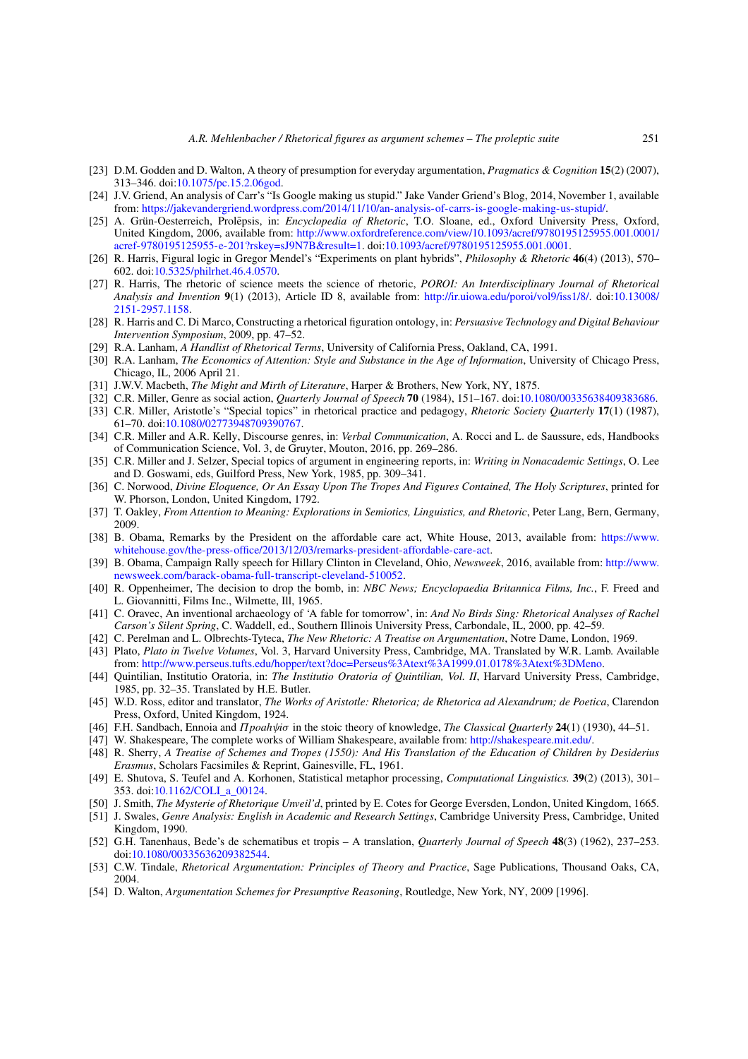[23] D.M. Godden and D. Walton, A theory of presumption for everyday argumentation, *Pragmatics & Cognition* **15**(2) (2007), 313–346. doi:10.1075/pc.15.2.06god.

[24] J.V. Griend, An analysis of Carr's "Is Google making us stupid." Jake Vander Griend's Blog, 2014, November 1, available from: https://jakevandergriend.wordpress.com/2014/11/10/an-analysis-of-carrs-is-google-making-us-stupid/.

[25] A. Grün-Oesterreich, Prolēpsis, in: *Encyclopedia of Rhetoric*, T.O. Sloane, ed., Oxford University Press, Oxford, United Kingdom, 2006, available from: http://www.oxfordreference.com/view/10.1093/acref/9780195125955.001.0001/acref-9780195125955-e-201?rskey=sJ9N7B&result=1. doi:10.1093/acref/9780195125955.001.0001.

[26] R. Harris, Figural logic in Gregor Mendel's "Experiments on plant hybrids", *Philosophy & Rhetoric* **46**(4) (2013), 570–602. doi:10.5325/philrhet.46.4.0570.

[27] R. Harris, The rhetoric of science meets the science of rhetoric, *POROI: An Interdisciplinary Journal of Rhetorical Analysis and Invention* **9**(1) (2013), Article ID 8, available from: http://ir.uiowa.edu/poroi/vol9/iss1/8/. doi:10.13008/2151-2957.1158.

[28] R. Harris and C. Di Marco, Constructing a rhetorical figuration ontology, in: *Persuasive Technology and Digital Behaviour Intervention Symposium*, 2009, pp. 47–52.

[29] R.A. Lanham, *A Handlist of Rhetorical Terms*, University of California Press, Oakland, CA, 1991.

[30] R.A. Lanham, *The Economics of Attention: Style and Substance in the Age of Information*, University of Chicago Press, Chicago, IL, 2006 April 21.

[31] J.W.V. Macbeth, *The Might and Mirth of Literature*, Harper & Brothers, New York, NY, 1875.

[32] C.R. Miller, Genre as social action, *Quarterly Journal of Speech* **70** (1984), 151–167. doi:10.1080/00335638409383686.

[33] C.R. Miller, Aristotle's "Special topics" in rhetorical practice and pedagogy, *Rhetoric Society Quarterly* **17**(1) (1987), 61–70. doi:10.1080/02773948709390767.

[34] C.R. Miller and A.R. Kelly, Discourse genres, in: *Verbal Communication*, A. Rocci and L. de Saussure, eds, Handbooks of Communication Science, Vol. 3, de Gruyter, Mouton, 2016, pp. 269–286.

[35] C.R. Miller and J. Selzer, Special topics of argument in engineering reports, in: *Writing in Nonacademic Settings*, O. Lee and D. Goswami, eds, Guilford Press, New York, 1985, pp. 309–341.

[36] C. Norwood, *Divine Eloquence, Or An Essay Upon The Tropes And Figures Contained, The Holy Scriptures*, printed for W. Phorson, London, United Kingdom, 1792.

[37] T. Oakley, *From Attention to Meaning: Explorations in Semiotics, Linguistics, and Rhetoric*, Peter Lang, Bern, Germany, 2009.

[38] B. Obama, Remarks by the President on the affordable care act, White House, 2013, available from: https://www.whitehouse.gov/the-press-office/2013/12/03/remarks-president-affordable-care-act.

[39] B. Obama, Campaign Rally speech for Hillary Clinton in Cleveland, Ohio, *Newsweek*, 2016, available from: http://www.newsweek.com/barack-obama-full-transcript-cleveland-510052.

[40] R. Oppenheimer, The decision to drop the bomb, in: *NBC News; Encyclopaedia Britannica Films, Inc.*, F. Freed and L. Giovannitti, Films Inc., Wilmette, Ill, 1965.

[41] C. Oravec, An inventional archaeology of 'A fable for tomorrow', in: *And No Birds Sing: Rhetorical Analyses of Rachel Carson's Silent Spring*, C. Waddell, ed., Southern Illinois University Press, Carbondale, IL, 2000, pp. 42–59.

[42] C. Perelman and L. Olbrechts-Tyteca, *The New Rhetoric: A Treatise on Argumentation*, Notre Dame, London, 1969.

[43] Plato, *Plato in Twelve Volumes*, Vol. 3, Harvard University Press, Cambridge, MA. Translated by W.R. Lamb. Available from: http://www.perseus.tufts.edu/hopper/text?doc=Perseus%3Atext%3A1999.01.0178%3Atext%3DMeno.

[44] Quintilian, Institutio Oratoria, in: *The Institutio Oratoria of Quintilian, Vol. II*, Harvard University Press, Cambridge, 1985, pp. 32–35. Translated by H.E. Butler.

[45] W.D. Ross, editor and translator, *The Works of Aristotle: Rhetorica; de Rhetorica ad Alexandrum; de Poetica*, Clarendon Press, Oxford, United Kingdom, 1924.

[46] F.H. Sandbach, Ennoia and *Προληψισ* in the stoic theory of knowledge, *The Classical Quarterly* **24**(1) (1930), 44–51.

[47] W. Shakespeare, The complete works of William Shakespeare, available from: http://shakespeare.mit.edu/.

[48] R. Sherry, *A Treatise of Schemes and Tropes (1550): And His Translation of the Education of Children by Desiderius Erasmus*, Scholars Facsimiles & Reprint, Gainesville, FL, 1961.

[49] E. Shutova, S. Teufel and A. Korhonen, Statistical metaphor processing, *Computational Linguistics.* **39**(2) (2013), 301–353. doi:10.1162/COLI_a_00124.

[50] J. Smith, *The Mysterie of Rhetorique Unveil'd*, printed by E. Cotes for George Eversden, London, United Kingdom, 1665.

[51] J. Swales, *Genre Analysis: English in Academic and Research Settings*, Cambridge University Press, Cambridge, United Kingdom, 1990.

[52] G.H. Tanenhaus, Bede's de schematibus et tropis – A translation, *Quarterly Journal of Speech* **48**(3) (1962), 237–253. doi:10.1080/00335636209382544.

[53] C.W. Tindale, *Rhetorical Argumentation: Principles of Theory and Practice*, Sage Publications, Thousand Oaks, CA, 2004.

[54] D. Walton, *Argumentation Schemes for Presumptive Reasoning*, Routledge, New York, NY, 2009 [1996].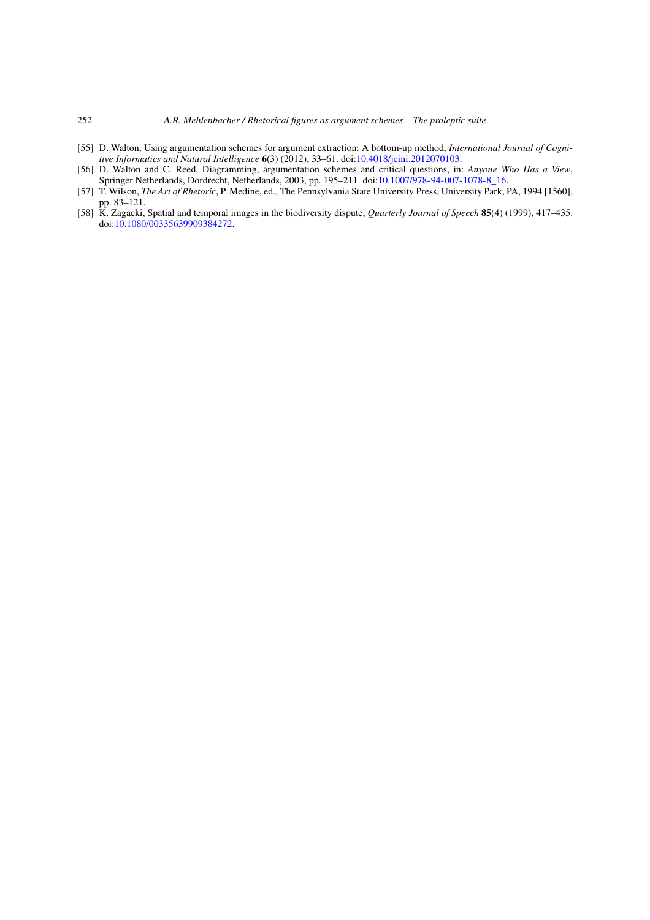[55] D. Walton, Using argumentation schemes for argument extraction: A bottom-up method, *International Journal of Cognitive Informatics and Natural Intelligence* **6**(3) (2012), 33–61. doi:10.4018/jcini.2012070103.

[56] D. Walton and C. Reed, Diagramming, argumentation schemes and critical questions, in: *Anyone Who Has a View*, Springer Netherlands, Dordrecht, Netherlands, 2003, pp. 195–211. doi:10.1007/978-94-007-1078-8_16.

[57] T. Wilson, *The Art of Rhetoric*, P. Medine, ed., The Pennsylvania State University Press, University Park, PA, 1994 [1560], pp. 83–121.

[58] K. Zagacki, Spatial and temporal images in the biodiversity dispute, *Quarterly Journal of Speech* **85**(4) (1999), 417–435. doi:10.1080/00335639909384272.